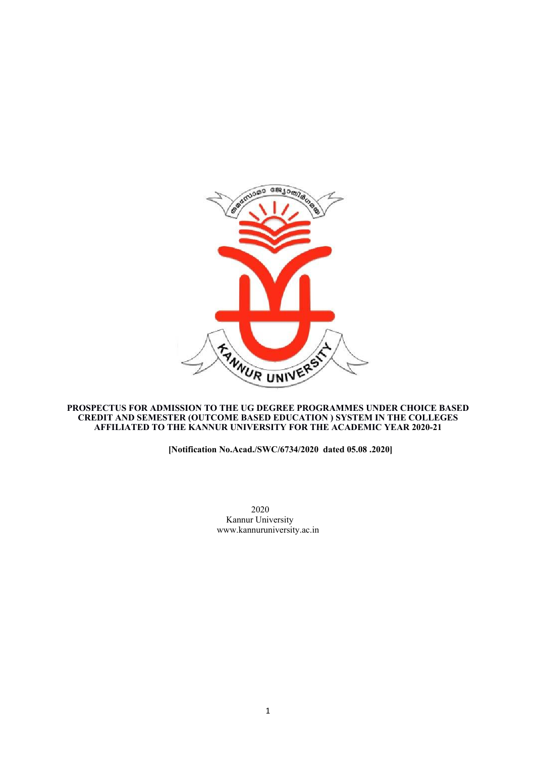**PROSPECTUS FOR ADMISSION TO THE UG DEGREE PROGRAMMES UNDER CHOICE BASED CREDIT AND SEMESTER (OUTCOME BASED EDUCATION ) SYSTEM IN THE COLLEGES AFFILIATED TO THE KANNUR UNIVERSITY FOR THE ACADEMIC YEAR 2020-21**

**[Notification No.Acad./SWC/6734/2020 dated 05.08 .2020]**

2020

Kannur University

www.kannuruniversity.ac.in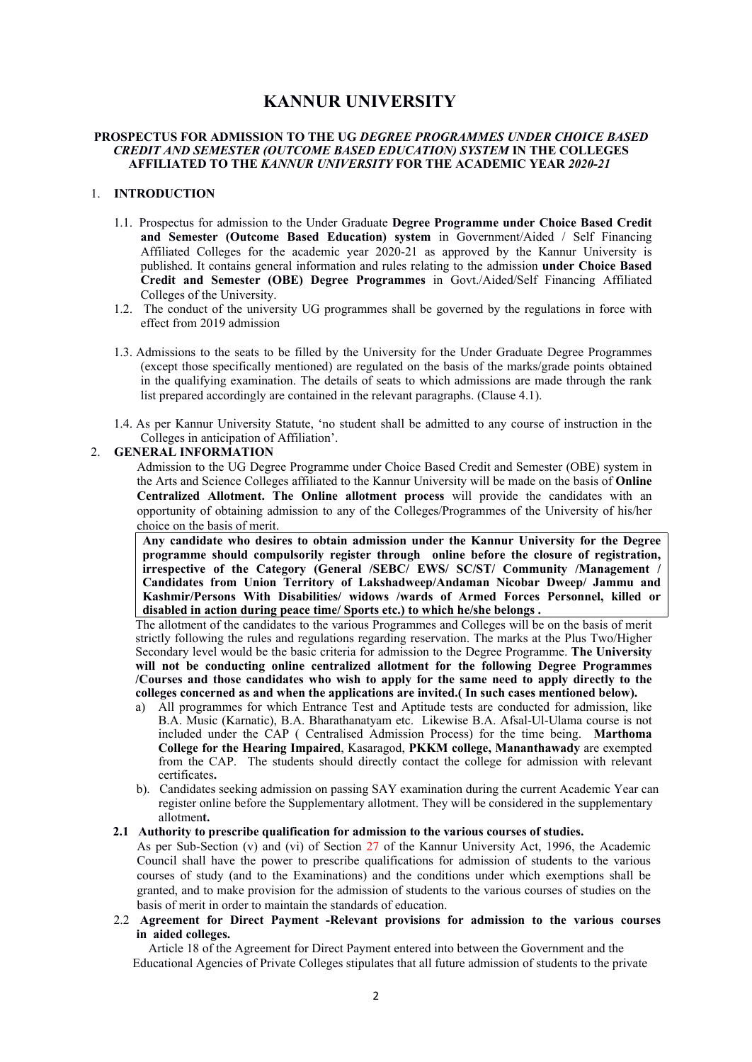# KANNUR UNIVERSITY

**PROSPECTUS FOR ADMISSION TO THE UG *DEGREE PROGRAMMES UNDER CHOICE BASED CREDIT AND SEMESTER (OUTCOME BASED EDUCATION) SYSTEM* IN THE COLLEGES AFFILIATED TO THE *KANNUR UNIVERSITY* FOR THE ACADEMIC YEAR *2020-21***

## 1. INTRODUCTION

1.1. Prospectus for admission to the Under Graduate **Degree Programme under Choice Based Credit and Semester (Outcome Based Education) system** in Government/Aided / Self Financing Affiliated Colleges for the academic year 2020-21 as approved by the Kannur University is published. It contains general information and rules relating to the admission **under Choice Based Credit and Semester (OBE) Degree Programmes** in Govt./Aided/Self Financing Affiliated Colleges of the University.

1.2. The conduct of the university UG programmes shall be governed by the regulations in force with effect from 2019 admission

1.3. Admissions to the seats to be filled by the University for the Under Graduate Degree Programmes (except those specifically mentioned) are regulated on the basis of the marks/grade points obtained in the qualifying examination. The details of seats to which admissions are made through the rank list prepared accordingly are contained in the relevant paragraphs. (Clause 4.1).

1.4. As per Kannur University Statute, 'no student shall be admitted to any course of instruction in the Colleges in anticipation of Affiliation'.

## 2. GENERAL INFORMATION

Admission to the UG Degree Programme under Choice Based Credit and Semester (OBE) system in the Arts and Science Colleges affiliated to the Kannur University will be made on the basis of **Online Centralized Allotment. The Online allotment process** will provide the candidates with an opportunity of obtaining admission to any of the Colleges/Programmes of the University of his/her choice on the basis of merit.

**Any candidate who desires to obtain admission under the Kannur University for the Degree programme should compulsorily register through online before the closure of registration, irrespective of the Category (General /SEBC/ EWS/ SC/ST/ Community /Management / Candidates from Union Territory of Lakshadweep/Andaman Nicobar Dweep/ Jammu and Kashmir/Persons With Disabilities/ widows /wards of Armed Forces Personnel, killed or disabled in action during peace time/ Sports etc.) to which he/she belongs .**

The allotment of the candidates to the various Programmes and Colleges will be on the basis of merit strictly following the rules and regulations regarding reservation. The marks at the Plus Two/Higher Secondary level would be the basic criteria for admission to the Degree Programme. **The University will not be conducting online centralized allotment for the following Degree Programmes /Courses and those candidates who wish to apply for the same need to apply directly to the colleges concerned as and when the applications are invited.( In such cases mentioned below).**

a) All programmes for which Entrance Test and Aptitude tests are conducted for admission, like B.A. Music (Karnatic), B.A. Bharathanatyam etc. Likewise B.A. Afsal-Ul-Ulama course is not included under the CAP ( Centralised Admission Process) for the time being. **Marthoma College for the Hearing Impaired**, Kasaragod, **PKKM college, Mananthawady** are exempted from the CAP. The students should directly contact the college for admission with relevant certificates**.**

b). Candidates seeking admission on passing SAY examination during the current Academic Year can register online before the Supplementary allotment. They will be considered in the supplementary allotmen**t.**

### 2.1 Authority to prescribe qualification for admission to the various courses of studies.

As per Sub-Section (v) and (vi) of Section 27 of the Kannur University Act, 1996, the Academic Council shall have the power to prescribe qualifications for admission of students to the various courses of study (and to the Examinations) and the conditions under which exemptions shall be granted, and to make provision for the admission of students to the various courses of studies on the basis of merit in order to maintain the standards of education.

### 2.2 Agreement for Direct Payment -Relevant provisions for admission to the various courses in aided colleges.

Article 18 of the Agreement for Direct Payment entered into between the Government and the Educational Agencies of Private Colleges stipulates that all future admission of students to the private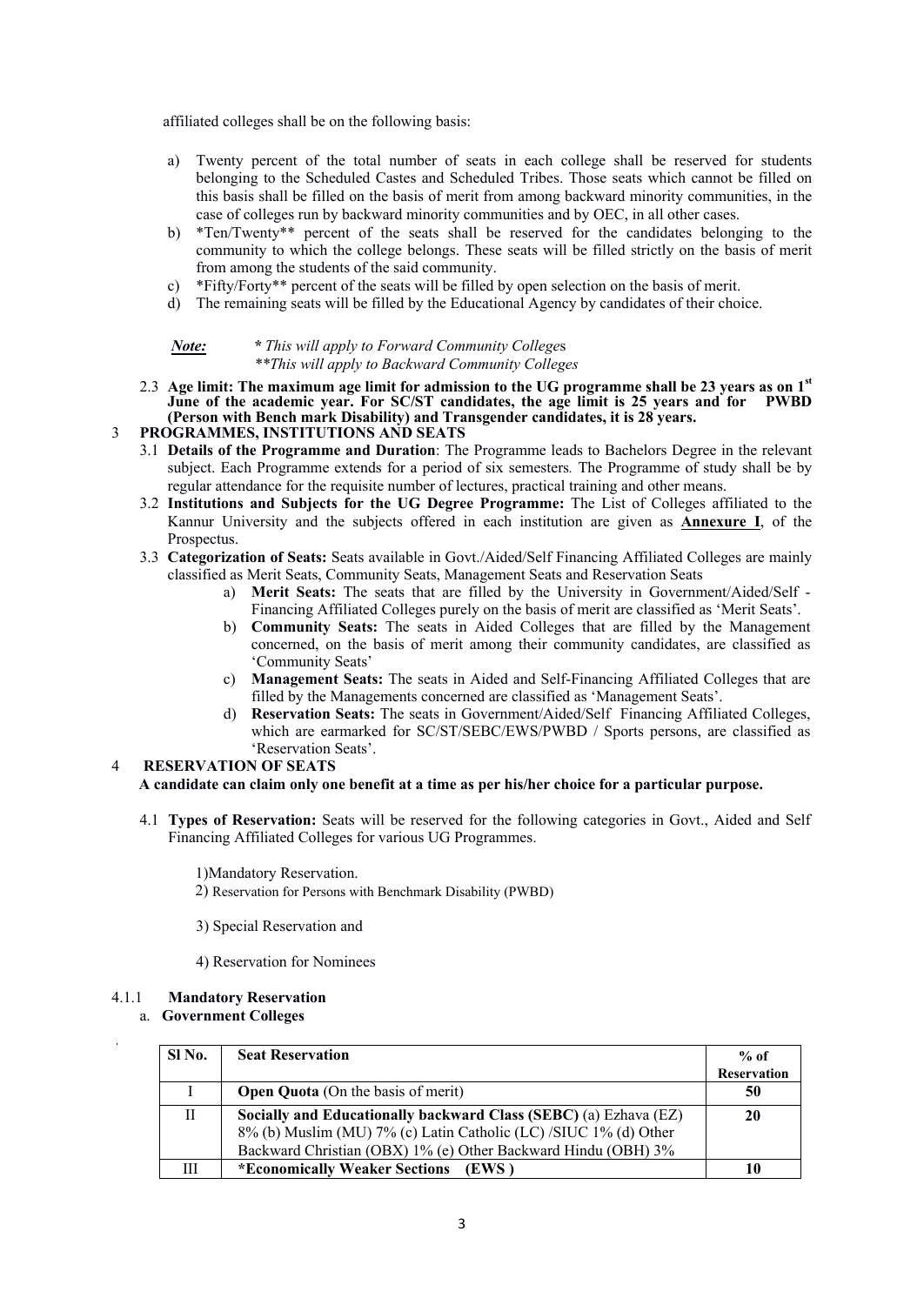affiliated colleges shall be on the following basis:

a) Twenty percent of the total number of seats in each college shall be reserved for students belonging to the Scheduled Castes and Scheduled Tribes. Those seats which cannot be filled on this basis shall be filled on the basis of merit from among backward minority communities, in the case of colleges run by backward minority communities and by OEC, in all other cases.
b) *Ten/Twenty** percent of the seats shall be reserved for the candidates belonging to the community to which the college belongs. These seats will be filled strictly on the basis of merit from among the students of the said community.
c) *Fifty/Forty** percent of the seats will be filled by open selection on the basis of merit.
d) The remaining seats will be filled by the Educational Agency by candidates of their choice.

***Note:*** *\* This will apply to Forward Community Colleges*
*\*\*This will apply to Backward Community Colleges*

2.3 **Age limit: The maximum age limit for admission to the UG programme shall be 23 years as on 1st June of the academic year. For SC/ST candidates, the age limit is 25 years and for PWBD (Person with Bench mark Disability) and Transgender candidates, it is 28 years.**

## 3 PROGRAMMES, INSTITUTIONS AND SEATS

3.1 **Details of the Programme and Duration**: The Programme leads to Bachelors Degree in the relevant subject. Each Programme extends for a period of six semesters. The Programme of study shall be by regular attendance for the requisite number of lectures, practical training and other means.

3.2 **Institutions and Subjects for the UG Degree Programme:** The List of Colleges affiliated to the Kannur University and the subjects offered in each institution are given as **Annexure I**, of the Prospectus.

3.3 **Categorization of Seats:** Seats available in Govt./Aided/Self Financing Affiliated Colleges are mainly classified as Merit Seats, Community Seats, Management Seats and Reservation Seats

a) **Merit Seats:** The seats that are filled by the University in Government/Aided/Self - Financing Affiliated Colleges purely on the basis of merit are classified as 'Merit Seats'.
b) **Community Seats:** The seats in Aided Colleges that are filled by the Management concerned, on the basis of merit among their community candidates, are classified as 'Community Seats'
c) **Management Seats:** The seats in Aided and Self-Financing Affiliated Colleges that are filled by the Managements concerned are classified as 'Management Seats'.
d) **Reservation Seats:** The seats in Government/Aided/Self Financing Affiliated Colleges, which are earmarked for SC/ST/SEBC/EWS/PWBD / Sports persons, are classified as 'Reservation Seats'.

## 4 RESERVATION OF SEATS

**A candidate can claim only one benefit at a time as per his/her choice for a particular purpose.**

4.1 **Types of Reservation:** Seats will be reserved for the following categories in Govt., Aided and Self Financing Affiliated Colleges for various UG Programmes.

1) Mandatory Reservation.
2) Reservation for Persons with Benchmark Disability (PWBD)
3) Special Reservation and
4) Reservation for Nominees

### 4.1.1 Mandatory Reservation

a. **Government Colleges**

| Sl No. | Seat Reservation | % of Reservation |
|---|---|---|
| I | **Open Quota** (On the basis of merit) | **50** |
| II | **Socially and Educationally backward Class (SEBC)** (a) Ezhava (EZ) 8% (b) Muslim (MU) 7% (c) Latin Catholic (LC) /SIUC 1% (d) Other Backward Christian (OBX) 1% (e) Other Backward Hindu (OBH) 3% | **20** |
| III | **\*Economically Weaker Sections (EWS )** | **10** |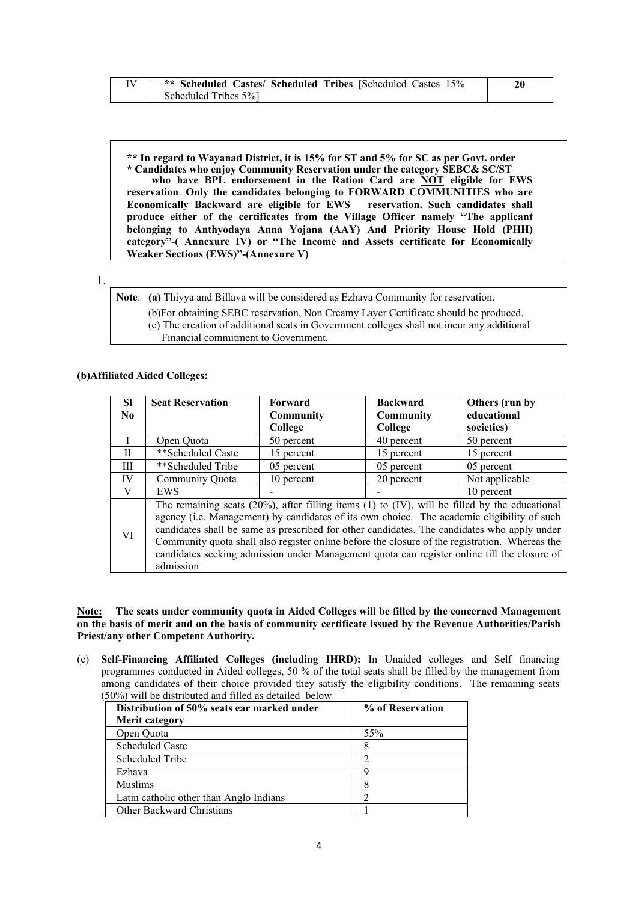| IV | ** Scheduled Castes/ Scheduled Tribes [Scheduled Castes 15% Scheduled Tribes 5%] | 20 |
|---|---|---|

**** In regard to Wayanad District, it is 15% for ST and 5% for SC as per Govt. order**
*** Candidates who enjoy Community Reservation under the category SEBC& SC/ST who have BPL endorsement in the Ration Card are NOT eligible for EWS reservation. Only the candidates belonging to FORWARD COMMUNITIES who are Economically Backward are eligible for EWS reservation. Such candidates shall produce either of the certificates from the Village Officer namely "The applicant belonging to Anthyodaya Anna Yojana (AAY) And Priority House Hold (PHH) category"-( Annexure IV) or "The Income and Assets certificate for Economically Weaker Sections (EWS)"-(Annexure V)**

1.

**Note**: **(a)** Thiyya and Billava will be considered as Ezhava Community for reservation.
(b)For obtaining SEBC reservation, Non Creamy Layer Certificate should be produced.
(c) The creation of additional seats in Government colleges shall not incur any additional Financial commitment to Government.

**(b)Affiliated Aided Colleges:**

| Sl No | Seat Reservation | Forward Community College | Backward Community College | Others (run by educational societies) |
|---|---|---|---|---|
| I | Open Quota | 50 percent | 40 percent | 50 percent |
| II | **Scheduled Caste | 15 percent | 15 percent | 15 percent |
| III | **Scheduled Tribe | 05 percent | 05 percent | 05 percent |
| IV | Community Quota | 10 percent | 20 percent | Not applicable |
| V | EWS | - | - | 10 percent |
| VI | The remaining seats (20%), after filling items (1) to (IV), will be filled by the educational agency (i.e. Management) by candidates of its own choice. The academic eligibility of such candidates shall be same as prescribed for other candidates. The candidates who apply under Community quota shall also register online before the closure of the registration. Whereas the candidates seeking admission under Management quota can register online till the closure of admission | | | |

**Note: The seats under community quota in Aided Colleges will be filled by the concerned Management on the basis of merit and on the basis of community certificate issued by the Revenue Authorities/Parish Priest/any other Competent Authority.**

(c) **Self-Financing Affiliated Colleges (including IHRD):** In Unaided colleges and Self financing programmes conducted in Aided colleges, 50 % of the total seats shall be filled by the management from among candidates of their choice provided they satisfy the eligibility conditions. The remaining seats (50%) will be distributed and filled as detailed below

| Distribution of 50% seats ear marked under Merit category | % of Reservation |
|---|---|
| Open Quota | 55% |
| Scheduled Caste | 8 |
| Scheduled Tribe | 2 |
| Ezhava | 9 |
| Muslims | 8 |
| Latin catholic other than Anglo Indians | 2 |
| Other Backward Christians | 1 |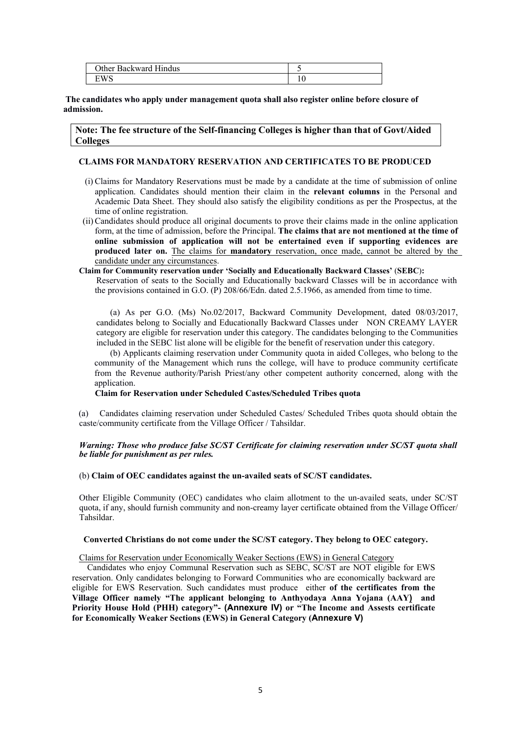| Other Backward Hindus | 5 |
| --- | --- |
| EWS | 10 |

**The candidates who apply under management quota shall also register online before closure of admission.**

**Note: The fee structure of the Self-financing Colleges is higher than that of Govt/Aided Colleges**

**CLAIMS FOR MANDATORY RESERVATION AND CERTIFICATES TO BE PRODUCED**

(i) Claims for Mandatory Reservations must be made by a candidate at the time of submission of online application. Candidates should mention their claim in the **relevant columns** in the Personal and Academic Data Sheet. They should also satisfy the eligibility conditions as per the Prospectus, at the time of online registration.

(ii) Candidates should produce all original documents to prove their claims made in the online application form, at the time of admission, before the Principal. **The claims that are not mentioned at the time of online submission of application will not be entertained even if supporting evidences are produced later on.** The claims for **mandatory** reservation, once made, cannot be altered by the candidate under any circumstances.

**Claim for Community reservation under 'Socially and Educationally Backward Classes' (SEBC):**

Reservation of seats to the Socially and Educationally backward Classes will be in accordance with the provisions contained in G.O. (P) 208/66/Edn. dated 2.5.1966, as amended from time to time.

(a) As per G.O. (Ms) No.02/2017, Backward Community Development, dated 08/03/2017, candidates belong to Socially and Educationally Backward Classes under NON CREAMY LAYER category are eligible for reservation under this category. The candidates belonging to the Communities included in the SEBC list alone will be eligible for the benefit of reservation under this category.

(b) Applicants claiming reservation under Community quota in aided Colleges, who belong to the community of the Management which runs the college, will have to produce community certificate from the Revenue authority/Parish Priest/any other competent authority concerned, along with the application.

**Claim for Reservation under Scheduled Castes/Scheduled Tribes quota**

(a) Candidates claiming reservation under Scheduled Castes/ Scheduled Tribes quota should obtain the caste/community certificate from the Village Officer / Tahsildar.

***Warning: Those who produce false SC/ST Certificate for claiming reservation under SC/ST quota shall be liable for punishment as per rules.***

(b) **Claim of OEC candidates against the un-availed seats of SC/ST candidates.**

Other Eligible Community (OEC) candidates who claim allotment to the un-availed seats, under SC/ST quota, if any, should furnish community and non-creamy layer certificate obtained from the Village Officer/ Tahsildar.

**Converted Christians do not come under the SC/ST category. They belong to OEC category.**

Claims for Reservation under Economically Weaker Sections (EWS) in General Category

Candidates who enjoy Communal Reservation such as SEBC, SC/ST are NOT eligible for EWS reservation. Only candidates belonging to Forward Communities who are economically backward are eligible for EWS Reservation. Such candidates must produce either **of the certificates from the Village Officer namely "The applicant belonging to Anthyodaya Anna Yojana (AAY) and Priority House Hold (PHH) category"- (Annexure IV) or "The Income and Assests certificate for Economically Weaker Sections (EWS) in General Category (Annexure V)**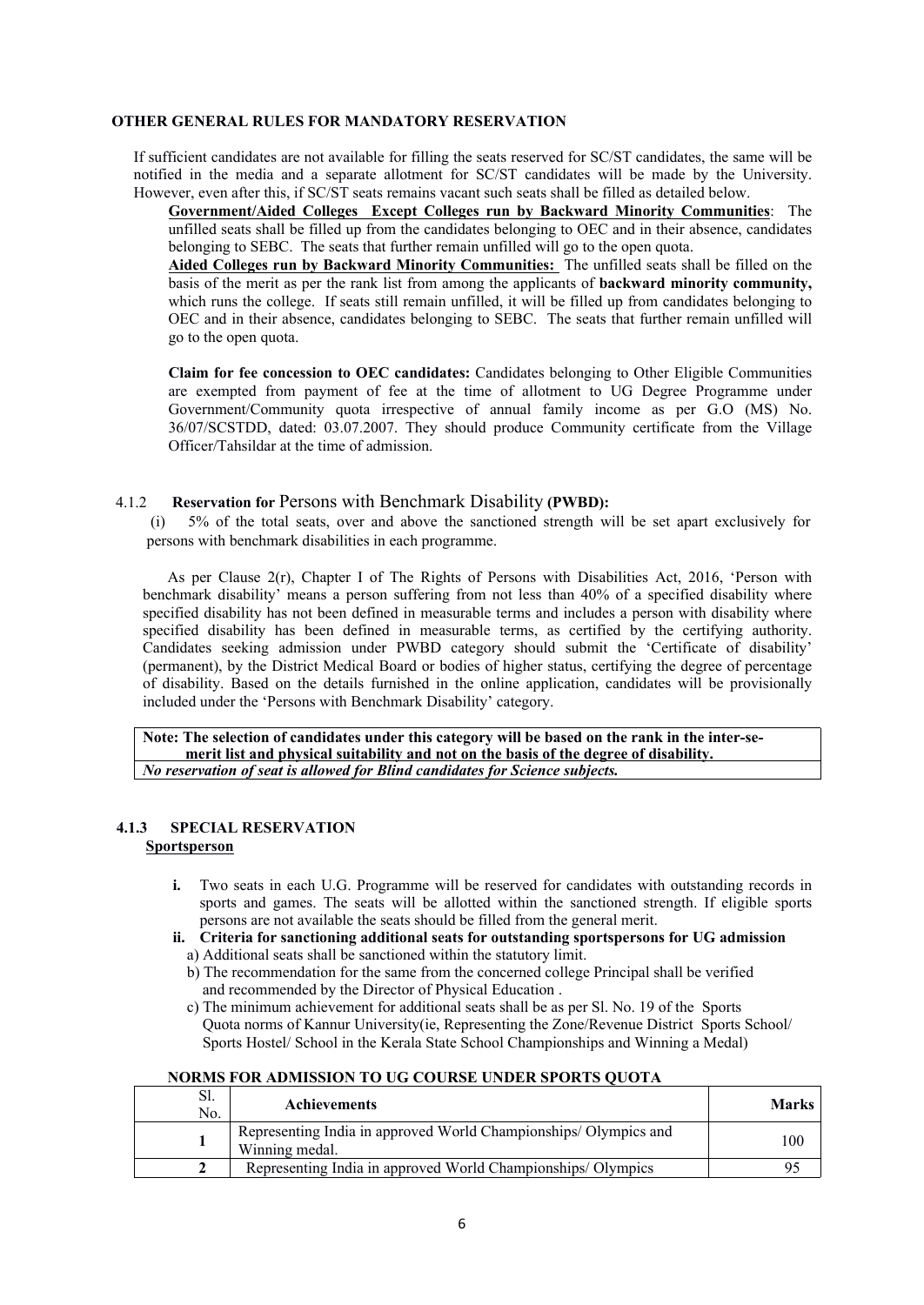#### OTHER GENERAL RULES FOR MANDATORY RESERVATION

If sufficient candidates are not available for filling the seats reserved for SC/ST candidates, the same will be notified in the media and a separate allotment for SC/ST candidates will be made by the University. However, even after this, if SC/ST seats remains vacant such seats shall be filled as detailed below.

**<u>Government/Aided Colleges Except Colleges run by Backward Minority Communities</u>**: The unfilled seats shall be filled up from the candidates belonging to OEC and in their absence, candidates belonging to SEBC. The seats that further remain unfilled will go to the open quota.

**<u>Aided Colleges run by Backward Minority Communities:</u>** The unfilled seats shall be filled on the basis of the merit as per the rank list from among the applicants of **backward minority community,** which runs the college. If seats still remain unfilled, it will be filled up from candidates belonging to OEC and in their absence, candidates belonging to SEBC. The seats that further remain unfilled will go to the open quota.

**Claim for fee concession to OEC candidates:** Candidates belonging to Other Eligible Communities are exempted from payment of fee at the time of allotment to UG Degree Programme under Government/Community quota irrespective of annual family income as per G.O (MS) No. 36/07/SCSTDD, dated: 03.07.2007. They should produce Community certificate from the Village Officer/Tahsildar at the time of admission.

#### 4.1.2 Reservation for Persons with Benchmark Disability (PWBD):

(i) 5% of the total seats, over and above the sanctioned strength will be set apart exclusively for persons with benchmark disabilities in each programme.

As per Clause 2(r), Chapter I of The Rights of Persons with Disabilities Act, 2016, 'Person with benchmark disability' means a person suffering from not less than 40% of a specified disability where specified disability has not been defined in measurable terms and includes a person with disability where specified disability has been defined in measurable terms, as certified by the certifying authority. Candidates seeking admission under PWBD category should submit the 'Certificate of disability' (permanent), by the District Medical Board or bodies of higher status, certifying the degree of percentage of disability. Based on the details furnished in the online application, candidates will be provisionally included under the 'Persons with Benchmark Disability' category.

| **<u>Note: The selection of candidates under this category will be based on the rank in the inter-se-merit list and physical suitability and not on the basis of the degree of disability.</u>** |
|---|
| ***No reservation of seat is allowed for Blind candidates for Science subjects.*** |

#### 4.1.3 SPECIAL RESERVATION

**<u>Sportsperson</u>**

- **i.** Two seats in each U.G. Programme will be reserved for candidates with outstanding records in sports and games. The seats will be allotted within the sanctioned strength. If eligible sports persons are not available the seats should be filled from the general merit.
- **ii. Criteria for sanctioning additional seats for outstanding sportspersons for UG admission**
  - a) Additional seats shall be sanctioned within the statutory limit.
  - b) The recommendation for the same from the concerned college Principal shall be verified and recommended by the Director of Physical Education .
  - c) The minimum achievement for additional seats shall be as per Sl. No. 19 of the Sports Quota norms of Kannur University(ie, Representing the Zone/Revenue District Sports School/ Sports Hostel/ School in the Kerala State School Championships and Winning a Medal)

**NORMS FOR ADMISSION TO UG COURSE UNDER SPORTS QUOTA**

| Sl. No. | Achievements | Marks |
|---|---|---|
| **1** | Representing India in approved World Championships/ Olympics and Winning medal. | 100 |
| **2** | Representing India in approved World Championships/ Olympics | 95 |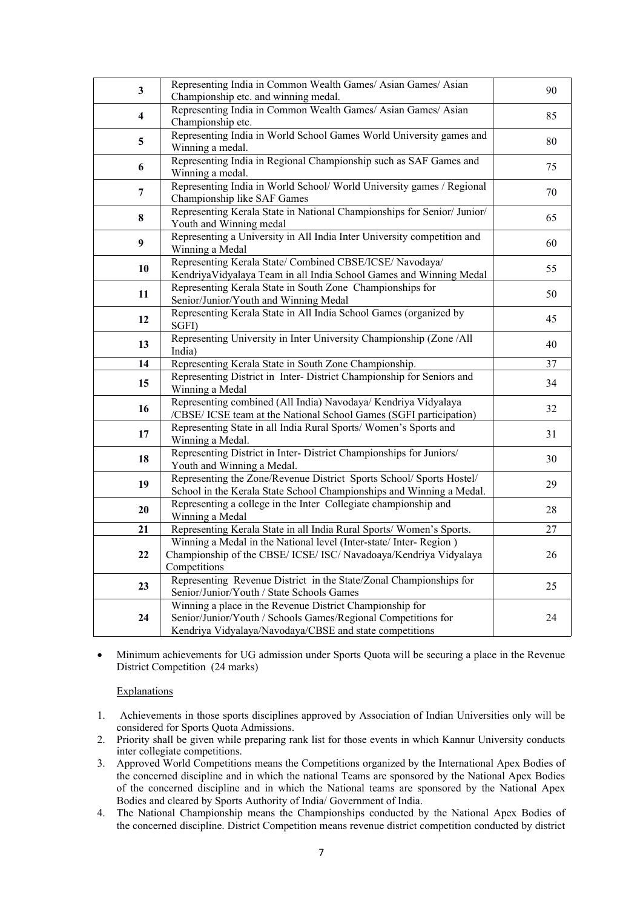| 3 | Representing India in Common Wealth Games/ Asian Games/ Asian Championship etc. and winning medal. | 90 |
|---|---|---|
| 4 | Representing India in Common Wealth Games/ Asian Games/ Asian Championship etc. | 85 |
| 5 | Representing India in World School Games World University games and Winning a medal. | 80 |
| 6 | Representing India in Regional Championship such as SAF Games and Winning a medal. | 75 |
| 7 | Representing India in World School/ World University games / Regional Championship like SAF Games | 70 |
| 8 | Representing Kerala State in National Championships for Senior/ Junior/ Youth and Winning medal | 65 |
| 9 | Representing a University in All India Inter University competition and Winning a Medal | 60 |
| 10 | Representing Kerala State/ Combined CBSE/ICSE/ Navodaya/ KendriyaVidyalaya Team in all India School Games and Winning Medal | 55 |
| 11 | Representing Kerala State in South Zone Championships for Senior/Junior/Youth and Winning Medal | 50 |
| 12 | Representing Kerala State in All India School Games (organized by SGFI) | 45 |
| 13 | Representing University in Inter University Championship (Zone /All India) | 40 |
| 14 | Representing Kerala State in South Zone Championship. | 37 |
| 15 | Representing District in Inter- District Championship for Seniors and Winning a Medal | 34 |
| 16 | Representing combined (All India) Navodaya/ Kendriya Vidyalaya /CBSE/ ICSE team at the National School Games (SGFI participation) | 32 |
| 17 | Representing State in all India Rural Sports/ Women's Sports and Winning a Medal. | 31 |
| 18 | Representing District in Inter- District Championships for Juniors/ Youth and Winning a Medal. | 30 |
| 19 | Representing the Zone/Revenue District Sports School/ Sports Hostel/ School in the Kerala State School Championships and Winning a Medal. | 29 |
| 20 | Representing a college in the Inter Collegiate championship and Winning a Medal | 28 |
| 21 | Representing Kerala State in all India Rural Sports/ Women's Sports. | 27 |
| 22 | Winning a Medal in the National level (Inter-state/ Inter- Region ) Championship of the CBSE/ ICSE/ ISC/ Navadoaya/Kendriya Vidyalaya Competitions | 26 |
| 23 | Representing Revenue District in the State/Zonal Championships for Senior/Junior/Youth / State Schools Games | 25 |
| 24 | Winning a place in the Revenue District Championship for Senior/Junior/Youth / Schools Games/Regional Competitions for Kendriya Vidyalaya/Navodaya/CBSE and state competitions | 24 |

- Minimum achievements for UG admission under Sports Quota will be securing a place in the Revenue District Competition (24 marks)

Explanations

1. Achievements in those sports disciplines approved by Association of Indian Universities only will be considered for Sports Quota Admissions.
2. Priority shall be given while preparing rank list for those events in which Kannur University conducts inter collegiate competitions.
3. Approved World Competitions means the Competitions organized by the International Apex Bodies of the concerned discipline and in which the national Teams are sponsored by the National Apex Bodies of the concerned discipline and in which the National teams are sponsored by the National Apex Bodies and cleared by Sports Authority of India/ Government of India.
4. The National Championship means the Championships conducted by the National Apex Bodies of the concerned discipline. District Competition means revenue district competition conducted by district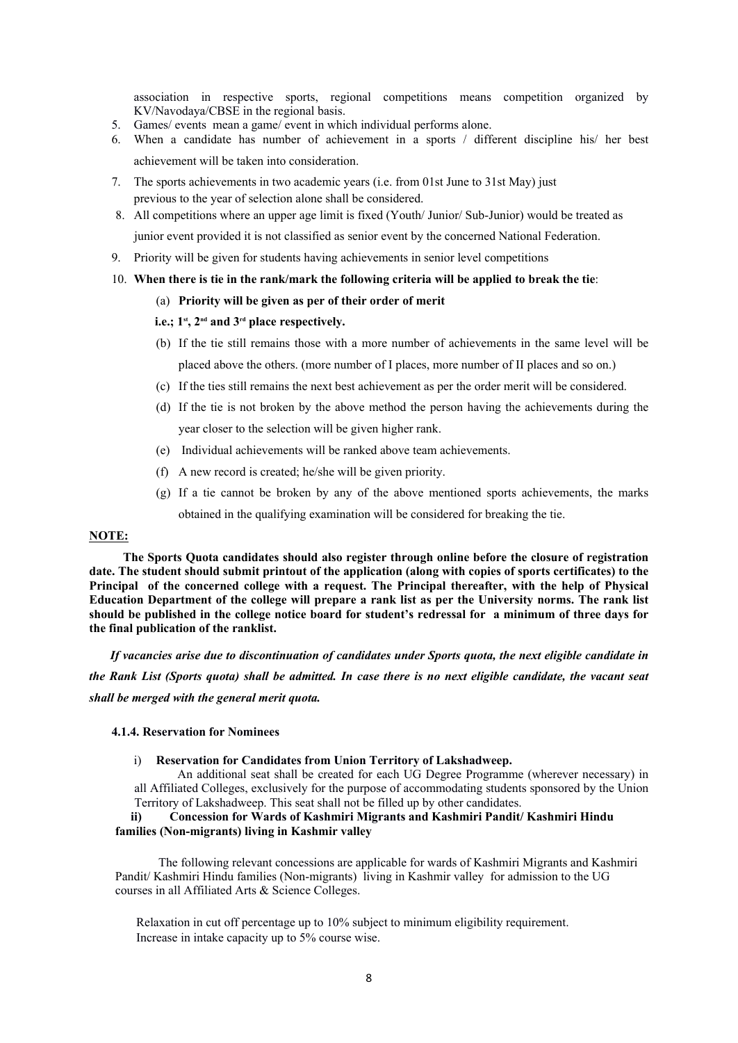association in respective sports, regional competitions means competition organized by KV/Navodaya/CBSE in the regional basis.

5. Games/ events mean a game/ event in which individual performs alone.
6. When a candidate has number of achievement in a sports / different discipline his/ her best achievement will be taken into consideration.
7. The sports achievements in two academic years (i.e. from 01st June to 31st May) just previous to the year of selection alone shall be considered.
8. All competitions where an upper age limit is fixed (Youth/ Junior/ Sub-Junior) would be treated as junior event provided it is not classified as senior event by the concerned National Federation.
9. Priority will be given for students having achievements in senior level competitions
10. **When there is tie in the rank/mark the following criteria will be applied to break the tie**:
    (a) **Priority will be given as per of their order of merit i.e.; 1st, 2nd and 3rd place respectively.**
    (b) If the tie still remains those with a more number of achievements in the same level will be placed above the others. (more number of I places, more number of II places and so on.)
    (c) If the ties still remains the next best achievement as per the order merit will be considered.
    (d) If the tie is not broken by the above method the person having the achievements during the year closer to the selection will be given higher rank.
    (e) Individual achievements will be ranked above team achievements.
    (f) A new record is created; he/she will be given priority.
    (g) If a tie cannot be broken by any of the above mentioned sports achievements, the marks obtained in the qualifying examination will be considered for breaking the tie.

**NOTE:**

**The Sports Quota candidates should also register through online before the closure of registration date. The student should submit printout of the application (along with copies of sports certificates) to the Principal of the concerned college with a request. The Principal thereafter, with the help of Physical Education Department of the college will prepare a rank list as per the University norms. The rank list should be published in the college notice board for student's redressal for a minimum of three days for the final publication of the ranklist.**

***If vacancies arise due to discontinuation of candidates under Sports quota, the next eligible candidate in the Rank List (Sports quota) shall be admitted. In case there is no next eligible candidate, the vacant seat shall be merged with the general merit quota.***

#### 4.1.4. Reservation for Nominees

i) **Reservation for Candidates from Union Territory of Lakshadweep.**

An additional seat shall be created for each UG Degree Programme (wherever necessary) in all Affiliated Colleges, exclusively for the purpose of accommodating students sponsored by the Union Territory of Lakshadweep. This seat shall not be filled up by other candidates.

ii) **Concession for Wards of Kashmiri Migrants and Kashmiri Pandit/ Kashmiri Hindu families (Non-migrants) living in Kashmir valley**

The following relevant concessions are applicable for wards of Kashmiri Migrants and Kashmiri Pandit/ Kashmiri Hindu families (Non-migrants) living in Kashmir valley for admission to the UG courses in all Affiliated Arts & Science Colleges.

Relaxation in cut off percentage up to 10% subject to minimum eligibility requirement.
Increase in intake capacity up to 5% course wise.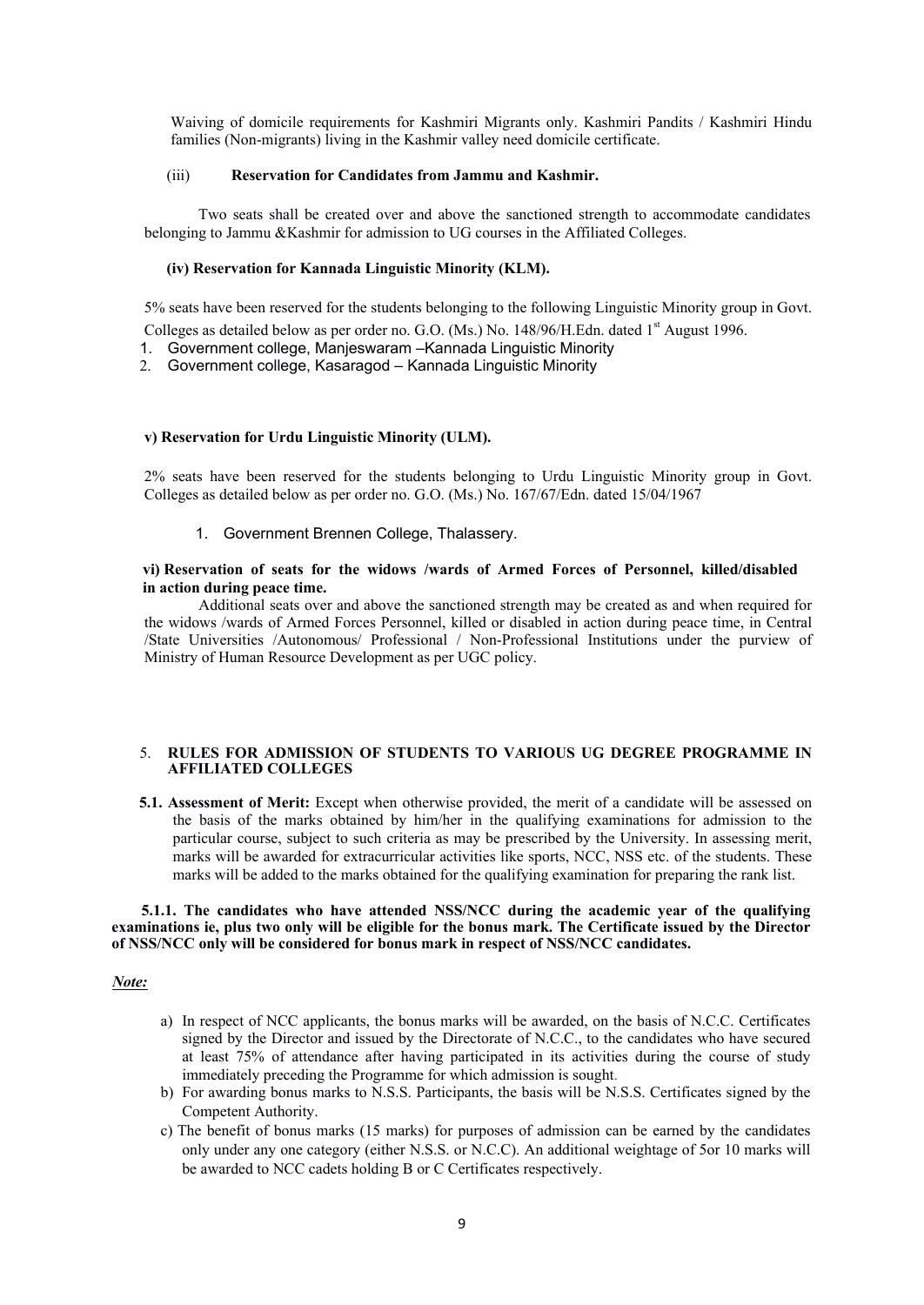Waiving of domicile requirements for Kashmiri Migrants only. Kashmiri Pandits / Kashmiri Hindu families (Non-migrants) living in the Kashmir valley need domicile certificate.

(iii) **Reservation for Candidates from Jammu and Kashmir.**

Two seats shall be created over and above the sanctioned strength to accommodate candidates belonging to Jammu &Kashmir for admission to UG courses in the Affiliated Colleges.

**(iv) Reservation for Kannada Linguistic Minority (KLM).**

5% seats have been reserved for the students belonging to the following Linguistic Minority group in Govt. Colleges as detailed below as per order no. G.O. (Ms.) No. 148/96/H.Edn. dated 1st August 1996.

1. Government college, Manjeswaram –Kannada Linguistic Minority
2. Government college, Kasaragod – Kannada Linguistic Minority

**v) Reservation for Urdu Linguistic Minority (ULM).**

2% seats have been reserved for the students belonging to Urdu Linguistic Minority group in Govt. Colleges as detailed below as per order no. G.O. (Ms.) No. 167/67/Edn. dated 15/04/1967

1. Government Brennen College, Thalassery.

**vi) Reservation of seats for the widows /wards of Armed Forces of Personnel, killed/disabled in action during peace time.**

Additional seats over and above the sanctioned strength may be created as and when required for the widows /wards of Armed Forces Personnel, killed or disabled in action during peace time, in Central /State Universities /Autonomous/ Professional / Non-Professional Institutions under the purview of Ministry of Human Resource Development as per UGC policy.

## 5. RULES FOR ADMISSION OF STUDENTS TO VARIOUS UG DEGREE PROGRAMME IN AFFILIATED COLLEGES

**5.1. Assessment of Merit:** Except when otherwise provided, the merit of a candidate will be assessed on the basis of the marks obtained by him/her in the qualifying examinations for admission to the particular course, subject to such criteria as may be prescribed by the University. In assessing merit, marks will be awarded for extracurricular activities like sports, NCC, NSS etc. of the students. These marks will be added to the marks obtained for the qualifying examination for preparing the rank list.

**5.1.1. The candidates who have attended NSS/NCC during the academic year of the qualifying examinations ie, plus two only will be eligible for the bonus mark. The Certificate issued by the Director of NSS/NCC only will be considered for bonus mark in respect of NSS/NCC candidates.**

***Note:***

a) In respect of NCC applicants, the bonus marks will be awarded, on the basis of N.C.C. Certificates signed by the Director and issued by the Directorate of N.C.C., to the candidates who have secured at least 75% of attendance after having participated in its activities during the course of study immediately preceding the Programme for which admission is sought.

b) For awarding bonus marks to N.S.S. Participants, the basis will be N.S.S. Certificates signed by the Competent Authority.

c) The benefit of bonus marks (15 marks) for purposes of admission can be earned by the candidates only under any one category (either N.S.S. or N.C.C). An additional weightage of 5or 10 marks will be awarded to NCC cadets holding B or C Certificates respectively.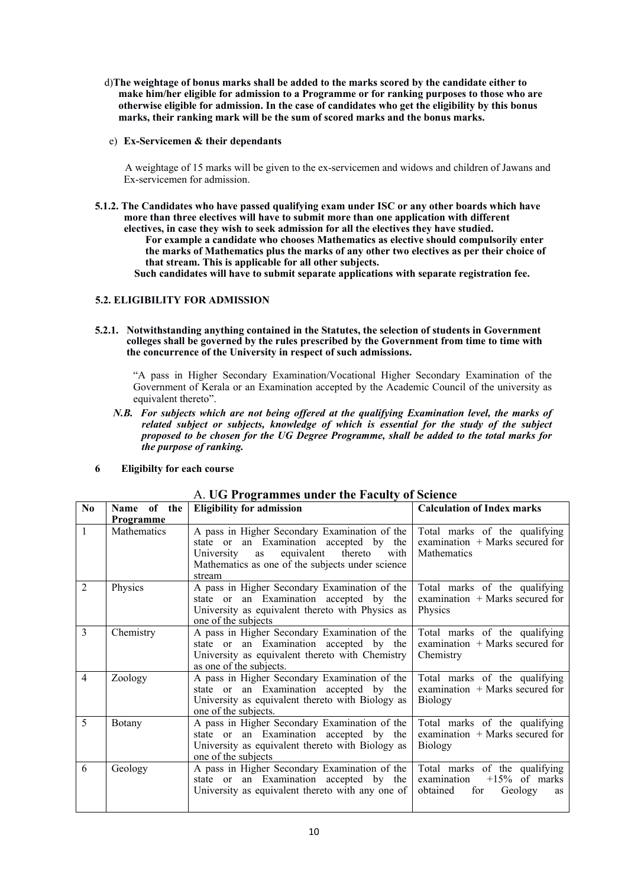d) **The weightage of bonus marks shall be added to the marks scored by the candidate either to make him/her eligible for admission to a Programme or for ranking purposes to those who are otherwise eligible for admission. In the case of candidates who get the eligibility by this bonus marks, their ranking mark will be the sum of scored marks and the bonus marks.**

e) **Ex-Servicemen & their dependants**

A weightage of 15 marks will be given to the ex-servicemen and widows and children of Jawans and Ex-servicemen for admission.

**5.1.2. The Candidates who have passed qualifying exam under ISC or any other boards which have more than three electives will have to submit more than one application with different electives, in case they wish to seek admission for all the electives they have studied.**
**For example a candidate who chooses Mathematics as elective should compulsorily enter the marks of Mathematics plus the marks of any other two electives as per their choice of that stream. This is applicable for all other subjects.**
**Such candidates will have to submit separate applications with separate registration fee.**

### 5.2. ELIGIBILITY FOR ADMISSION

**5.2.1. Notwithstanding anything contained in the Statutes, the selection of students in Government colleges shall be governed by the rules prescribed by the Government from time to time with the concurrence of the University in respect of such admissions.**

"A pass in Higher Secondary Examination/Vocational Higher Secondary Examination of the Government of Kerala or an Examination accepted by the Academic Council of the university as equivalent thereto".

***N.B. For subjects which are not being offered at the qualifying Examination level, the marks of related subject or subjects, knowledge of which is essential for the study of the subject proposed to be chosen for the UG Degree Programme, shall be added to the total marks for the purpose of ranking.***

### 6 Eligibilty for each course

A. **UG Programmes under the Faculty of Science**

| No | Name of the Programme | Eligibility for admission | Calculation of Index marks |
|---|---|---|---|
| 1 | Mathematics | A pass in Higher Secondary Examination of the state or an Examination accepted by the University as equivalent thereto with Mathematics as one of the subjects under science stream | Total marks of the qualifying examination + Marks secured for Mathematics |
| 2 | Physics | A pass in Higher Secondary Examination of the state or an Examination accepted by the University as equivalent thereto with Physics as one of the subjects | Total marks of the qualifying examination + Marks secured for Physics |
| 3 | Chemistry | A pass in Higher Secondary Examination of the state or an Examination accepted by the University as equivalent thereto with Chemistry as one of the subjects. | Total marks of the qualifying examination + Marks secured for Chemistry |
| 4 | Zoology | A pass in Higher Secondary Examination of the state or an Examination accepted by the University as equivalent thereto with Biology as one of the subjects. | Total marks of the qualifying examination + Marks secured for Biology |
| 5 | Botany | A pass in Higher Secondary Examination of the state or an Examination accepted by the University as equivalent thereto with Biology as one of the subjects | Total marks of the qualifying examination + Marks secured for Biology |
| 6 | Geology | A pass in Higher Secondary Examination of the state or an Examination accepted by the University as equivalent thereto with any one of | Total marks of the qualifying examination +15% of marks obtained for Geology as |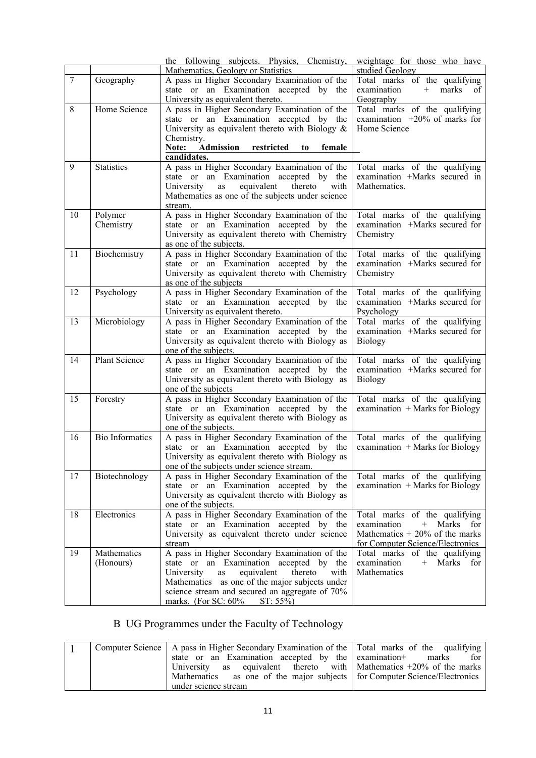| | | | |
|---|---|---|---|
| | | the following subjects. Physics, Chemistry, Mathematics, Geology or Statistics | weightage for those who have studied Geology |
| 7 | Geography | A pass in Higher Secondary Examination of the state or an Examination accepted by the University as equivalent thereto. | Total marks of the qualifying examination + marks of Geography |
| 8 | Home Science | A pass in Higher Secondary Examination of the state or an Examination accepted by the University as equivalent thereto with Biology & Chemistry. **Note: Admission restricted to female candidates.** | Total marks of the qualifying examination +20% of marks for Home Science |
| 9 | Statistics | A pass in Higher Secondary Examination of the state or an Examination accepted by the University as equivalent thereto with Mathematics as one of the subjects under science stream. | Total marks of the qualifying examination +Marks secured in Mathematics. |
| 10 | Polymer Chemistry | A pass in Higher Secondary Examination of the state or an Examination accepted by the University as equivalent thereto with Chemistry as one of the subjects. | Total marks of the qualifying examination +Marks secured for Chemistry |
| 11 | Biochemistry | A pass in Higher Secondary Examination of the state or an Examination accepted by the University as equivalent thereto with Chemistry as one of the subjects | Total marks of the qualifying examination +Marks secured for Chemistry |
| 12 | Psychology | A pass in Higher Secondary Examination of the state or an Examination accepted by the University as equivalent thereto. | Total marks of the qualifying examination +Marks secured for Psychology |
| 13 | Microbiology | A pass in Higher Secondary Examination of the state or an Examination accepted by the University as equivalent thereto with Biology as one of the subjects. | Total marks of the qualifying examination +Marks secured for Biology |
| 14 | Plant Science | A pass in Higher Secondary Examination of the state or an Examination accepted by the University as equivalent thereto with Biology as one of the subjects | Total marks of the qualifying examination +Marks secured for Biology |
| 15 | Forestry | A pass in Higher Secondary Examination of the state or an Examination accepted by the University as equivalent thereto with Biology as one of the subjects. | Total marks of the qualifying examination + Marks for Biology |
| 16 | Bio Informatics | A pass in Higher Secondary Examination of the state or an Examination accepted by the University as equivalent thereto with Biology as one of the subjects under science stream. | Total marks of the qualifying examination + Marks for Biology |
| 17 | Biotechnology | A pass in Higher Secondary Examination of the state or an Examination accepted by the University as equivalent thereto with Biology as one of the subjects. | Total marks of the qualifying examination + Marks for Biology |
| 18 | Electronics | A pass in Higher Secondary Examination of the state or an Examination accepted by the University as equivalent thereto under science stream | Total marks of the qualifying examination + Marks for Mathematics + 20% of the marks for Computer Science/Electronics |
| 19 | Mathematics (Honours) | A pass in Higher Secondary Examination of the state or an Examination accepted by the University as equivalent thereto with Mathematics as one of the major subjects under science stream and secured an aggregate of 70% marks. (For SC: 60% ST: 55%) | Total marks of the qualifying examination + Marks for Mathematics |

## B UG Programmes under the Faculty of Technology

| | | | |
|---|---|---|---|
| 1 | Computer Science | A pass in Higher Secondary Examination of the state or an Examination accepted by the University as equivalent thereto with Mathematics as one of the major subjects under science stream | Total marks of the qualifying examination+ marks for Mathematics +20% of the marks for Computer Science/Electronics |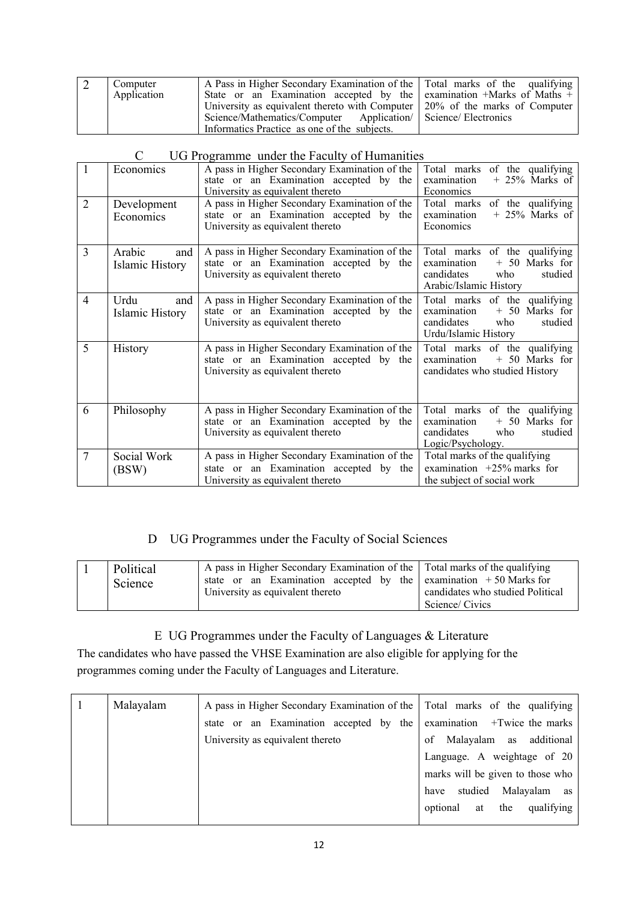| 2 | Computer Application | A Pass in Higher Secondary Examination of the State or an Examination accepted by the University as equivalent thereto with Computer Science/Mathematics/Computer Application/ Informatics Practice as one of the subjects. | Total marks of the qualifying examination +Marks of Maths + 20% of the marks of Computer Science/ Electronics |
|---|---|---|---|

## C UG Programme under the Faculty of Humanities

| 1 | Economics | A pass in Higher Secondary Examination of the state or an Examination accepted by the University as equivalent thereto | Total marks of the qualifying examination + 25% Marks of Economics |
|---|---|---|---|
| 2 | Development Economics | A pass in Higher Secondary Examination of the state or an Examination accepted by the University as equivalent thereto | Total marks of the qualifying examination + 25% Marks of Economics |
| 3 | Arabic and Islamic History | A pass in Higher Secondary Examination of the state or an Examination accepted by the University as equivalent thereto | Total marks of the qualifying examination + 50 Marks for candidates who studied Arabic/Islamic History |
| 4 | Urdu and Islamic History | A pass in Higher Secondary Examination of the state or an Examination accepted by the University as equivalent thereto | Total marks of the qualifying examination + 50 Marks for candidates who studied Urdu/Islamic History |
| 5 | History | A pass in Higher Secondary Examination of the state or an Examination accepted by the University as equivalent thereto | Total marks of the qualifying examination + 50 Marks for candidates who studied History |
| 6 | Philosophy | A pass in Higher Secondary Examination of the state or an Examination accepted by the University as equivalent thereto | Total marks of the qualifying examination + 50 Marks for candidates who studied Logic/Psychology. |
| 7 | Social Work (BSW) | A pass in Higher Secondary Examination of the state or an Examination accepted by the University as equivalent thereto | Total marks of the qualifying examination +25% marks for the subject of social work |

## D UG Programmes under the Faculty of Social Sciences

| 1 | Political Science | A pass in Higher Secondary Examination of the state or an Examination accepted by the University as equivalent thereto | Total marks of the qualifying examination + 50 Marks for candidates who studied Political Science/ Civics |
|---|---|---|---|

## E UG Programmes under the Faculty of Languages & Literature

The candidates who have passed the VHSE Examination are also eligible for applying for the programmes coming under the Faculty of Languages and Literature.

| 1 | Malayalam | A pass in Higher Secondary Examination of the state or an Examination accepted by the University as equivalent thereto | Total marks of the qualifying examination +Twice the marks of Malayalam as additional Language. A weightage of 20 marks will be given to those who have studied Malayalam as optional at the qualifying |
|---|---|---|---|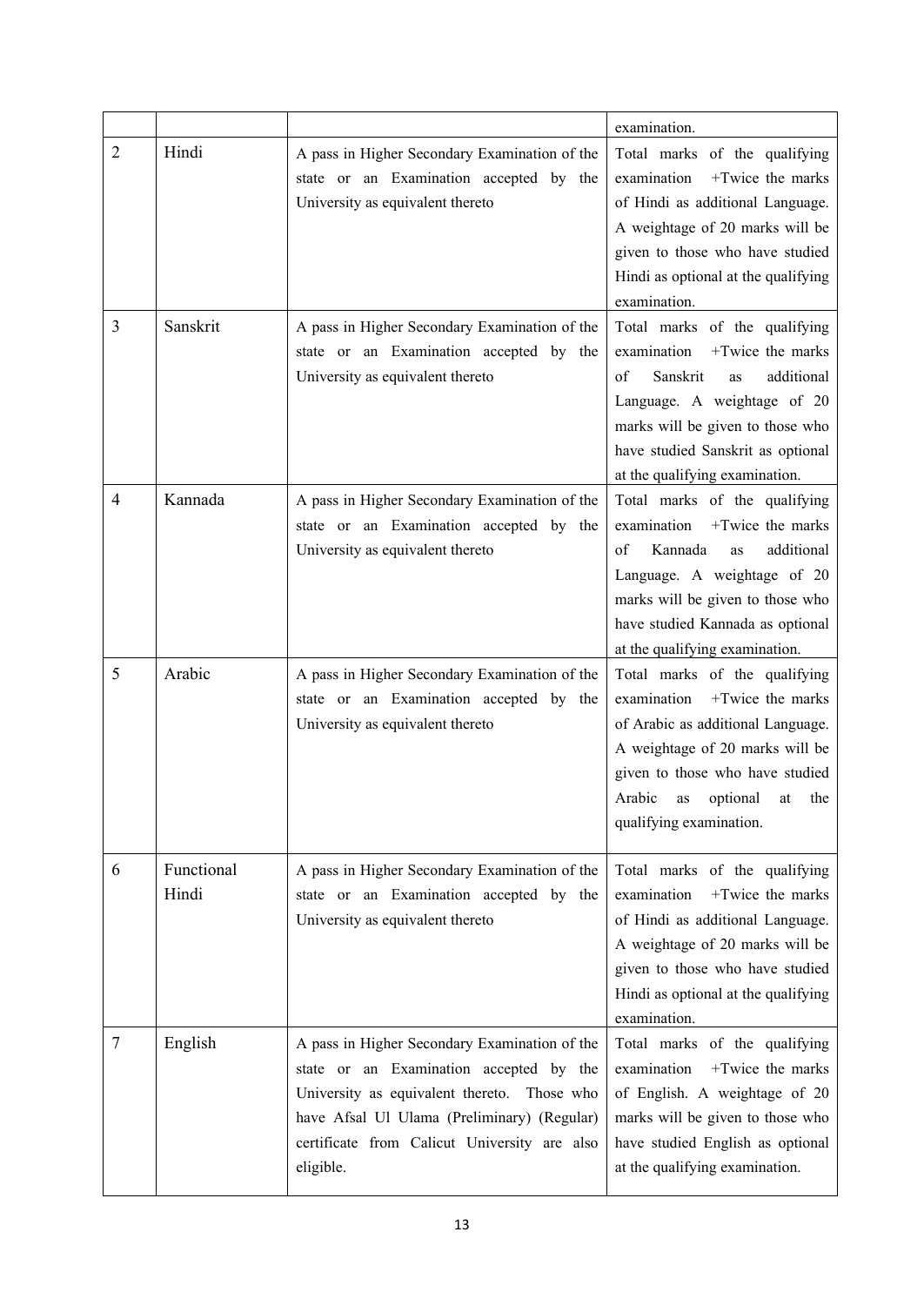| | | | examination. |
|---|---|---|---|
| 2 | Hindi | A pass in Higher Secondary Examination of the state or an Examination accepted by the University as equivalent thereto | Total marks of the qualifying examination +Twice the marks of Hindi as additional Language. A weightage of 20 marks will be given to those who have studied Hindi as optional at the qualifying examination. |
| 3 | Sanskrit | A pass in Higher Secondary Examination of the state or an Examination accepted by the University as equivalent thereto | Total marks of the qualifying examination +Twice the marks of Sanskrit as additional Language. A weightage of 20 marks will be given to those who have studied Sanskrit as optional at the qualifying examination. |
| 4 | Kannada | A pass in Higher Secondary Examination of the state or an Examination accepted by the University as equivalent thereto | Total marks of the qualifying examination +Twice the marks of Kannada as additional Language. A weightage of 20 marks will be given to those who have studied Kannada as optional at the qualifying examination. |
| 5 | Arabic | A pass in Higher Secondary Examination of the state or an Examination accepted by the University as equivalent thereto | Total marks of the qualifying examination +Twice the marks of Arabic as additional Language. A weightage of 20 marks will be given to those who have studied Arabic as optional at the qualifying examination. |
| 6 | Functional Hindi | A pass in Higher Secondary Examination of the state or an Examination accepted by the University as equivalent thereto | Total marks of the qualifying examination +Twice the marks of Hindi as additional Language. A weightage of 20 marks will be given to those who have studied Hindi as optional at the qualifying examination. |
| 7 | English | A pass in Higher Secondary Examination of the state or an Examination accepted by the University as equivalent thereto. Those who have Afsal Ul Ulama (Preliminary) (Regular) certificate from Calicut University are also eligible. | Total marks of the qualifying examination +Twice the marks of English. A weightage of 20 marks will be given to those who have studied English as optional at the qualifying examination. |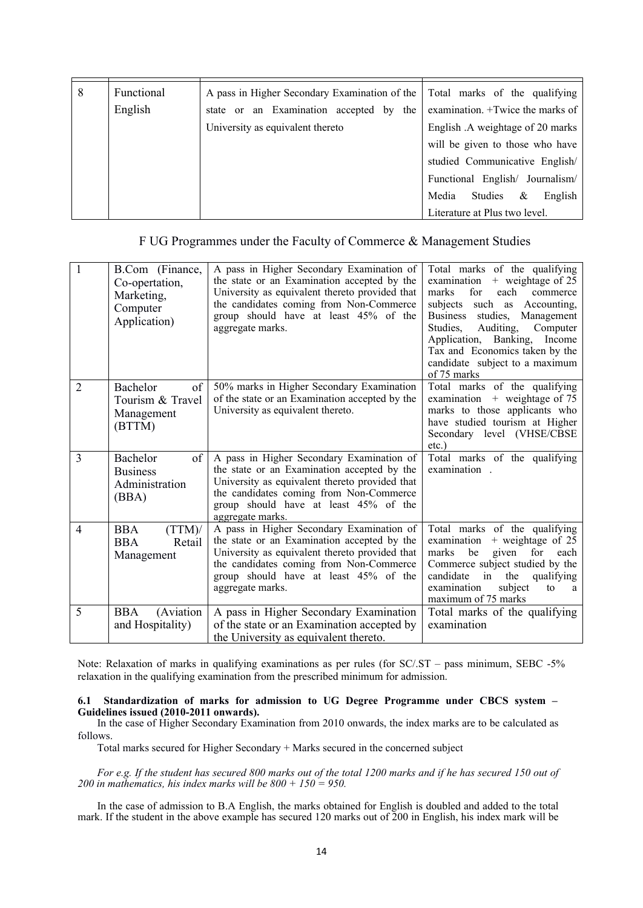| 8 | Functional English | A pass in Higher Secondary Examination of the state or an Examination accepted by the University as equivalent thereto | Total marks of the qualifying examination. +Twice the marks of English .A weightage of 20 marks will be given to those who have studied Communicative English/ Functional English/ Journalism/ Media Studies & English Literature at Plus two level. |
|---|---|---|---|

F UG Programmes under the Faculty of Commerce & Management Studies

| 1 | B.Com (Finance, Co-opertation, Marketing, Computer Application) | A pass in Higher Secondary Examination of the state or an Examination accepted by the University as equivalent thereto provided that the candidates coming from Non-Commerce group should have at least 45% of the aggregate marks. | Total marks of the qualifying examination + weightage of 25 marks for each commerce subjects such as Accounting, Business studies, Management Studies, Auditing, Computer Application, Banking, Income Tax and Economics taken by the candidate subject to a maximum of 75 marks |
|---|---|---|---|
| 2 | Bachelor of Tourism & Travel Management (BTTM) | 50% marks in Higher Secondary Examination of the state or an Examination accepted by the University as equivalent thereto. | Total marks of the qualifying examination + weightage of 75 marks to those applicants who have studied tourism at Higher Secondary level (VHSE/CBSE etc.) |
| 3 | Bachelor of Business Administration (BBA) | A pass in Higher Secondary Examination of the state or an Examination accepted by the University as equivalent thereto provided that the candidates coming from Non-Commerce group should have at least 45% of the aggregate marks. | Total marks of the qualifying examination . |
| 4 | BBA (TTM)/ BBA Retail Management | A pass in Higher Secondary Examination of the state or an Examination accepted by the University as equivalent thereto provided that the candidates coming from Non-Commerce group should have at least 45% of the aggregate marks. | Total marks of the qualifying examination + weightage of 25 marks be given for each Commerce subject studied by the candidate in the qualifying examination subject to a maximum of 75 marks |
| 5 | BBA (Aviation and Hospitality) | A pass in Higher Secondary Examination of the state or an Examination accepted by the University as equivalent thereto. | Total marks of the qualifying examination |

Note: Relaxation of marks in qualifying examinations as per rules (for SC/.ST – pass minimum, SEBC -5% relaxation in the qualifying examination from the prescribed minimum for admission.

**6.1 Standardization of marks for admission to UG Degree Programme under CBCS system – Guidelines issued (2010-2011 onwards).**

In the case of Higher Secondary Examination from 2010 onwards, the index marks are to be calculated as follows.

Total marks secured for Higher Secondary + Marks secured in the concerned subject

*For e.g. If the student has secured 800 marks out of the total 1200 marks and if he has secured 150 out of 200 in mathematics, his index marks will be 800 + 150 = 950.*

In the case of admission to B.A English, the marks obtained for English is doubled and added to the total mark. If the student in the above example has secured 120 marks out of 200 in English, his index mark will be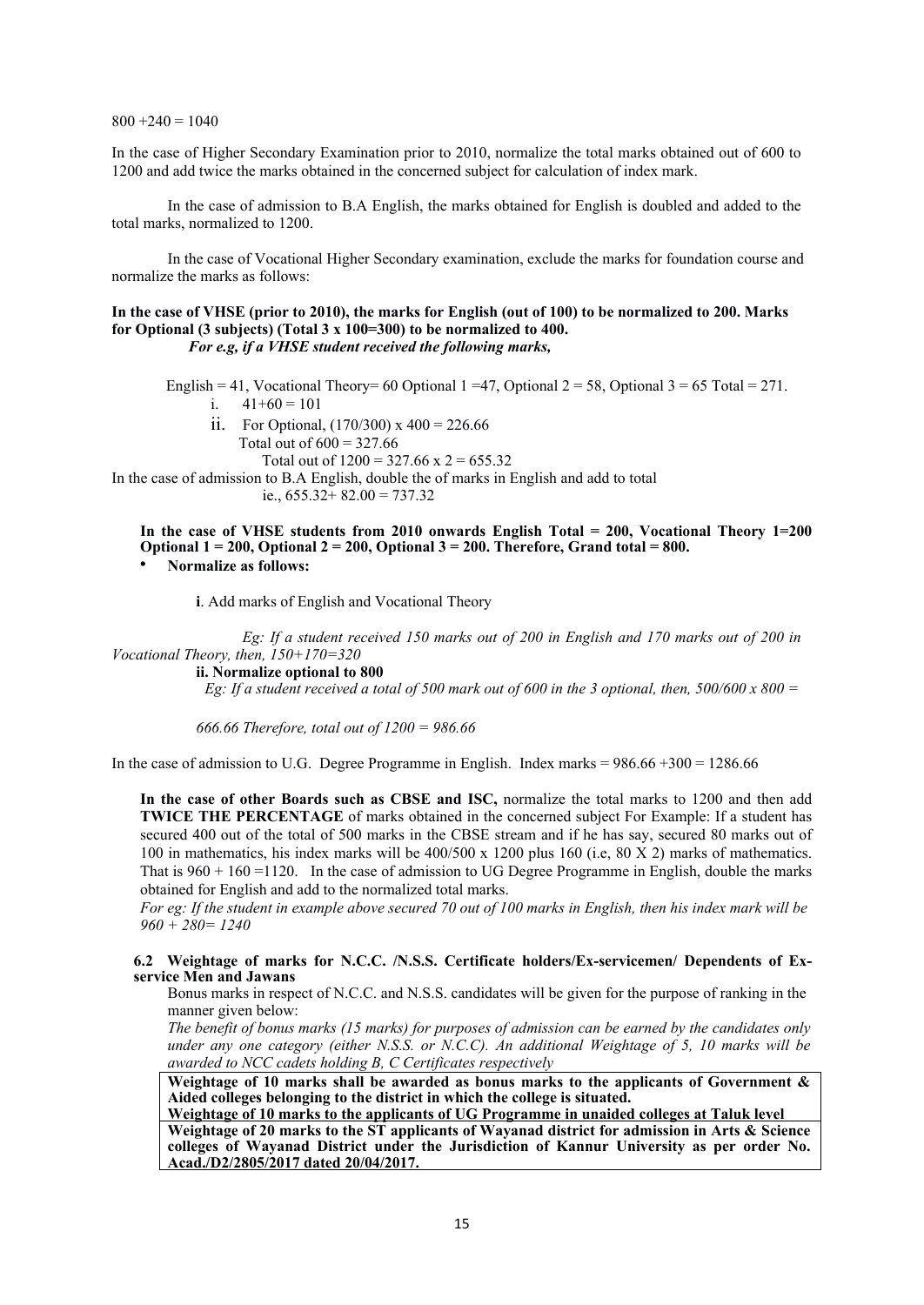800 +240 = 1040

In the case of Higher Secondary Examination prior to 2010, normalize the total marks obtained out of 600 to 1200 and add twice the marks obtained in the concerned subject for calculation of index mark.

In the case of admission to B.A English, the marks obtained for English is doubled and added to the total marks, normalized to 1200.

In the case of Vocational Higher Secondary examination, exclude the marks for foundation course and normalize the marks as follows:

**In the case of VHSE (prior to 2010), the marks for English (out of 100) to be normalized to 200. Marks for Optional (3 subjects) (Total 3 x 100=300) to be normalized to 400.**
***For e.g, if a VHSE student received the following marks,***

English = 41, Vocational Theory= 60 Optional 1 =47, Optional 2 = 58, Optional 3 = 65 Total = 271.

i. 41+60 = 101
ii. For Optional, (170/300) x 400 = 226.66
Total out of 600 = 327.66
Total out of 1200 = 327.66 x 2 = 655.32

In the case of admission to B.A English, double the of marks in English and add to total
ie., 655.32+ 82.00 = 737.32

**In the case of VHSE students from 2010 onwards English Total = 200, Vocational Theory 1=200 Optional 1 = 200, Optional 2 = 200, Optional 3 = 200. Therefore, Grand total = 800.**

- **Normalize as follows:**

**i**. Add marks of English and Vocational Theory

*Eg: If a student received 150 marks out of 200 in English and 170 marks out of 200 in Vocational Theory, then, 150+170=320*

**ii. Normalize optional to 800**

*Eg: If a student received a total of 500 mark out of 600 in the 3 optional, then, 500/600 x 800 =*

*666.66 Therefore, total out of 1200 = 986.66*

In the case of admission to U.G. Degree Programme in English. Index marks = 986.66 +300 = 1286.66

**In the case of other Boards such as CBSE and ISC,** normalize the total marks to 1200 and then add **TWICE THE PERCENTAGE** of marks obtained in the concerned subject For Example: If a student has secured 400 out of the total of 500 marks in the CBSE stream and if he has say, secured 80 marks out of 100 in mathematics, his index marks will be 400/500 x 1200 plus 160 (i.e, 80 X 2) marks of mathematics. That is 960 + 160 =1120. In the case of admission to UG Degree Programme in English, double the marks obtained for English and add to the normalized total marks.

*For eg: If the student in example above secured 70 out of 100 marks in English, then his index mark will be 960 + 280= 1240*

### 6.2 Weightage of marks for N.C.C. /N.S.S. Certificate holders/Ex-servicemen/ Dependents of Ex-service Men and Jawans

Bonus marks in respect of N.C.C. and N.S.S. candidates will be given for the purpose of ranking in the manner given below:

*The benefit of bonus marks (15 marks) for purposes of admission can be earned by the candidates only under any one category (either N.S.S. or N.C.C). An additional Weightage of 5, 10 marks will be awarded to NCC cadets holding B, C Certificates respectively*

**Weightage of 10 marks shall be awarded as bonus marks to the applicants of Government & Aided colleges belonging to the district in which the college is situated.**

**Weightage of 10 marks to the applicants of UG Programme in unaided colleges at Taluk level**

**Weightage of 20 marks to the ST applicants of Wayanad district for admission in Arts & Science colleges of Wayanad District under the Jurisdiction of Kannur University as per order No. Acad./D2/2805/2017 dated 20/04/2017.**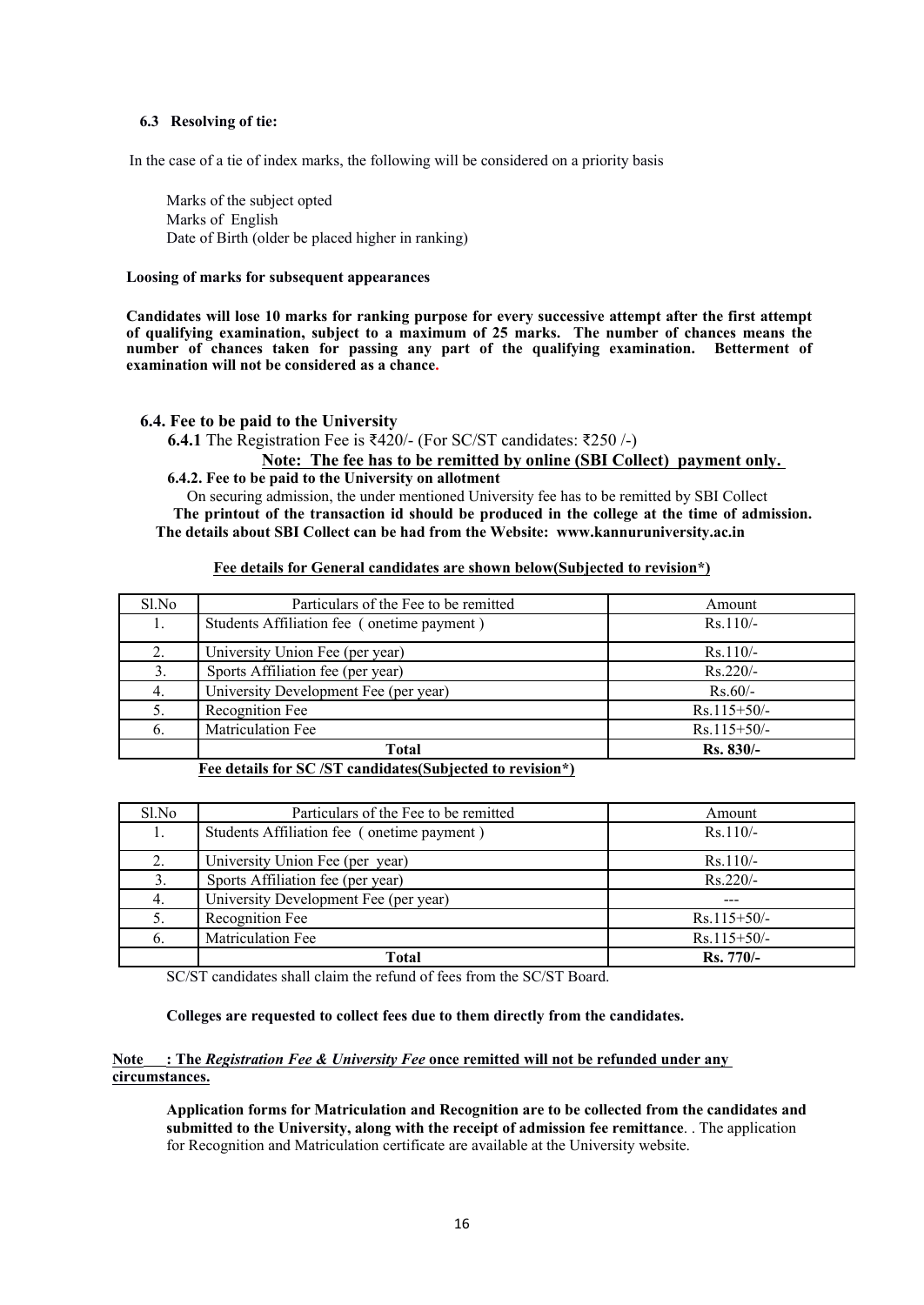### 6.3 Resolving of tie:

In the case of a tie of index marks, the following will be considered on a priority basis

Marks of the subject opted
Marks of English
Date of Birth (older be placed higher in ranking)

**Loosing of marks for subsequent appearances**

**Candidates will lose 10 marks for ranking purpose for every successive attempt after the first attempt of qualifying examination, subject to a maximum of 25 marks. The number of chances means the number of chances taken for passing any part of the qualifying examination. Betterment of examination will not be considered as a chance.**

### 6.4. Fee to be paid to the University

**6.4.1** The Registration Fee is ₹420/- (For SC/ST candidates: ₹250 /-)

**Note: The fee has to be remitted by online (SBI Collect) payment only.**

**6.4.2. Fee to be paid to the University on allotment**

On securing admission, the under mentioned University fee has to be remitted by SBI Collect

**The printout of the transaction id should be produced in the college at the time of admission. The details about SBI Collect can be had from the Website: www.kannuruniversity.ac.in**

**Fee details for General candidates are shown below(Subjected to revision*)**

| Sl.No | Particulars of the Fee to be remitted | Amount |
|---|---|---|
| 1. | Students Affiliation fee ( onetime payment ) | Rs.110/- |
| 2. | University Union Fee (per year) | Rs.110/- |
| 3. | Sports Affiliation fee (per year) | Rs.220/- |
| 4. | University Development Fee (per year) | Rs.60/- |
| 5. | Recognition Fee | Rs.115+50/- |
| 6. | Matriculation Fee | Rs.115+50/- |
| | **Total** | **Rs. 830/-** |

**Fee details for SC /ST candidates(Subjected to revision*)**

| Sl.No | Particulars of the Fee to be remitted | Amount |
|---|---|---|
| 1. | Students Affiliation fee ( onetime payment ) | Rs.110/- |
| 2. | University Union Fee (per year) | Rs.110/- |
| 3. | Sports Affiliation fee (per year) | Rs.220/- |
| 4. | University Development Fee (per year) | --- |
| 5. | Recognition Fee | Rs.115+50/- |
| 6. | Matriculation Fee | Rs.115+50/- |
| | **Total** | **Rs. 770/-** |

SC/ST candidates shall claim the refund of fees from the SC/ST Board.

**Colleges are requested to collect fees due to them directly from the candidates.**

**Note : The *Registration Fee & University Fee* once remitted will not be refunded under any circumstances.**

**Application forms for Matriculation and Recognition are to be collected from the candidates and submitted to the University, along with the receipt of admission fee remittance**. . The application for Recognition and Matriculation certificate are available at the University website.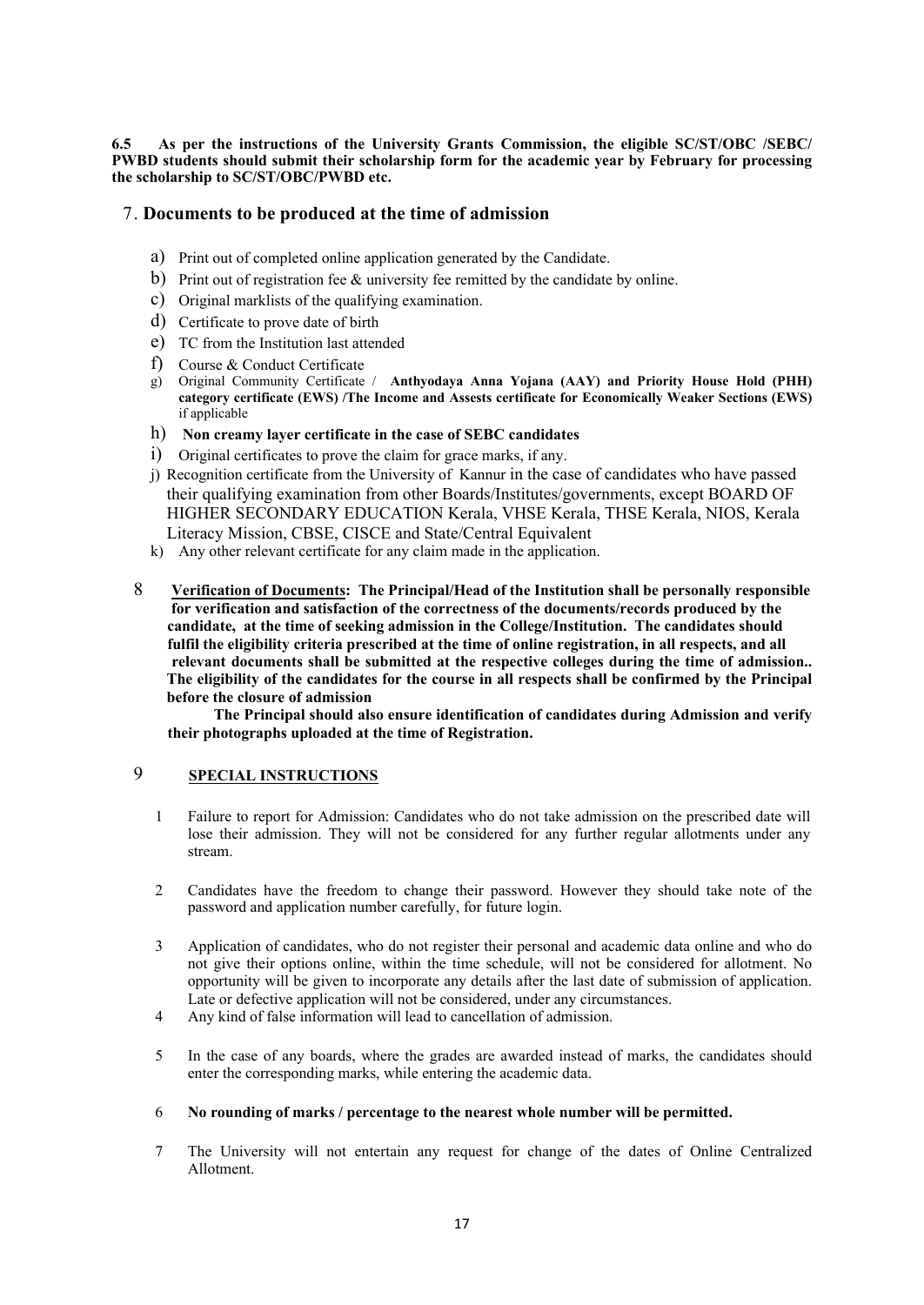**6.5 As per the instructions of the University Grants Commission, the eligible SC/ST/OBC /SEBC/ PWBD students should submit their scholarship form for the academic year by February for processing the scholarship to SC/ST/OBC/PWBD etc.**

## 7. Documents to be produced at the time of admission

a) Print out of completed online application generated by the Candidate.

b) Print out of registration fee & university fee remitted by the candidate by online.

c) Original marklists of the qualifying examination.

d) Certificate to prove date of birth

e) TC from the Institution last attended

f) Course & Conduct Certificate

g) Original Community Certificate / **Anthyodaya Anna Yojana (AAY) and Priority House Hold (PHH) category certificate (EWS) /The Income and Assests certificate for Economically Weaker Sections (EWS)** if applicable

h) **Non creamy layer certificate in the case of SEBC candidates**

i) Original certificates to prove the claim for grace marks, if any.

j) Recognition certificate from the University of Kannur in the case of candidates who have passed their qualifying examination from other Boards/Institutes/governments, except BOARD OF HIGHER SECONDARY EDUCATION Kerala, VHSE Kerala, THSE Kerala, NIOS, Kerala Literacy Mission, CBSE, CISCE and State/Central Equivalent

k) Any other relevant certificate for any claim made in the application.

**8 <u>Verification of Documents</u>: The Principal/Head of the Institution shall be personally responsible for verification and satisfaction of the correctness of the documents/records produced by the candidate, at the time of seeking admission in the College/Institution. The candidates should fulfil the eligibility criteria prescribed at the time of online registration, in all respects, and all relevant documents shall be submitted at the respective colleges during the time of admission.. The eligibility of the candidates for the course in all respects shall be confirmed by the Principal before the closure of admission**

**The Principal should also ensure identification of candidates during Admission and verify their photographs uploaded at the time of Registration.**

## 9 SPECIAL INSTRUCTIONS

1. Failure to report for Admission: Candidates who do not take admission on the prescribed date will lose their admission. They will not be considered for any further regular allotments under any stream.

2. Candidates have the freedom to change their password. However they should take note of the password and application number carefully, for future login.

3. Application of candidates, who do not register their personal and academic data online and who do not give their options online, within the time schedule, will not be considered for allotment. No opportunity will be given to incorporate any details after the last date of submission of application. Late or defective application will not be considered, under any circumstances.

4. Any kind of false information will lead to cancellation of admission.

5. In the case of any boards, where the grades are awarded instead of marks, the candidates should enter the corresponding marks, while entering the academic data.

6. **No rounding of marks / percentage to the nearest whole number will be permitted.**

7. The University will not entertain any request for change of the dates of Online Centralized Allotment.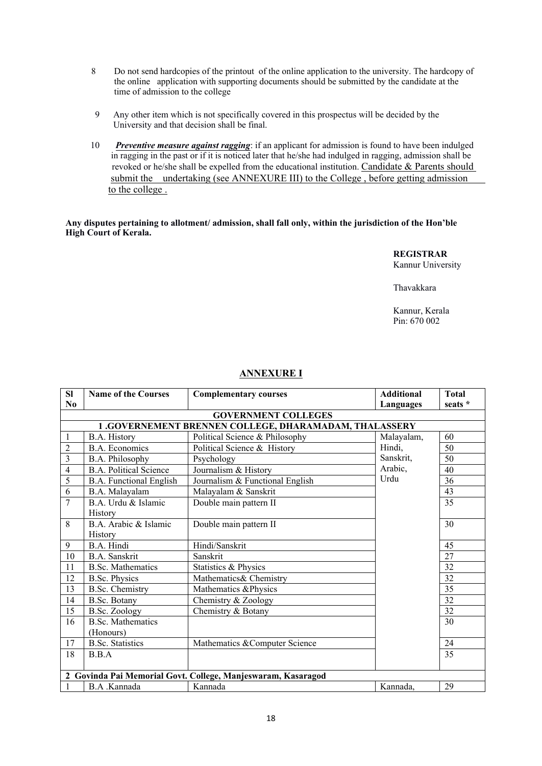8. Do not send hardcopies of the printout of the online application to the university. The hardcopy of the online application with supporting documents should be submitted by the candidate at the time of admission to the college

9. Any other item which is not specifically covered in this prospectus will be decided by the University and that decision shall be final.

10. ***Preventive measure against ragging***: if an applicant for admission is found to have been indulged in ragging in the past or if it is noticed later that he/she had indulged in ragging, admission shall be revoked or he/she shall be expelled from the educational institution. Candidate & Parents should submit the undertaking (see ANNEXURE III) to the College , before getting admission to the college .

**Any disputes pertaining to allotment/ admission, shall fall only, within the jurisdiction of the Hon'ble High Court of Kerala.**

**REGISTRAR**
Kannur University

Thavakkara

Kannur, Kerala
Pin: 670 002

## ANNEXURE I

| Sl No | Name of the Courses | Complementary courses | Additional Languages | Total seats * |
|---|---|---|---|---|
| | | **GOVERNMENT COLLEGES** | | |
| | | **1 .GOVERNEMENT BRENNEN COLLEGE, DHARAMADAM, THALASSERY** | | |
| 1 | B.A. History | Political Science & Philosophy | Malayalam, Hindi, Sanskrit, Arabic, Urdu | 60 |
| 2 | B.A. Economics | Political Science & History | | 50 |
| 3 | B.A. Philosophy | Psychology | | 50 |
| 4 | B.A. Political Science | Journalism & History | | 40 |
| 5 | B.A. Functional English | Journalism & Functional English | | 36 |
| 6 | B.A. Malayalam | Malayalam & Sanskrit | | 43 |
| 7 | B.A. Urdu & Islamic History | Double main pattern II | | 35 |
| 8 | B.A. Arabic & Islamic History | Double main pattern II | | 30 |
| 9 | B.A. Hindi | Hindi/Sanskrit | | 45 |
| 10 | B.A. Sanskrit | Sanskrit | | 27 |
| 11 | B.Sc. Mathematics | Statistics & Physics | | 32 |
| 12 | B.Sc. Physics | Mathematics& Chemistry | | 32 |
| 13 | B.Sc. Chemistry | Mathematics &Physics | | 35 |
| 14 | B.Sc. Botany | Chemistry & Zoology | | 32 |
| 15 | B.Sc. Zoology | Chemistry & Botany | | 32 |
| 16 | B.Sc. Mathematics (Honours) | | | 30 |
| 17 | B.Sc. Statistics | Mathematics &Computer Science | | 24 |
| 18 | B.B.A | | | 35 |
| | **2 Govinda Pai Memorial Govt. College, Manjeswaram, Kasaragod** | | | |
| 1 | B.A .Kannada | Kannada | Kannada, | 29 |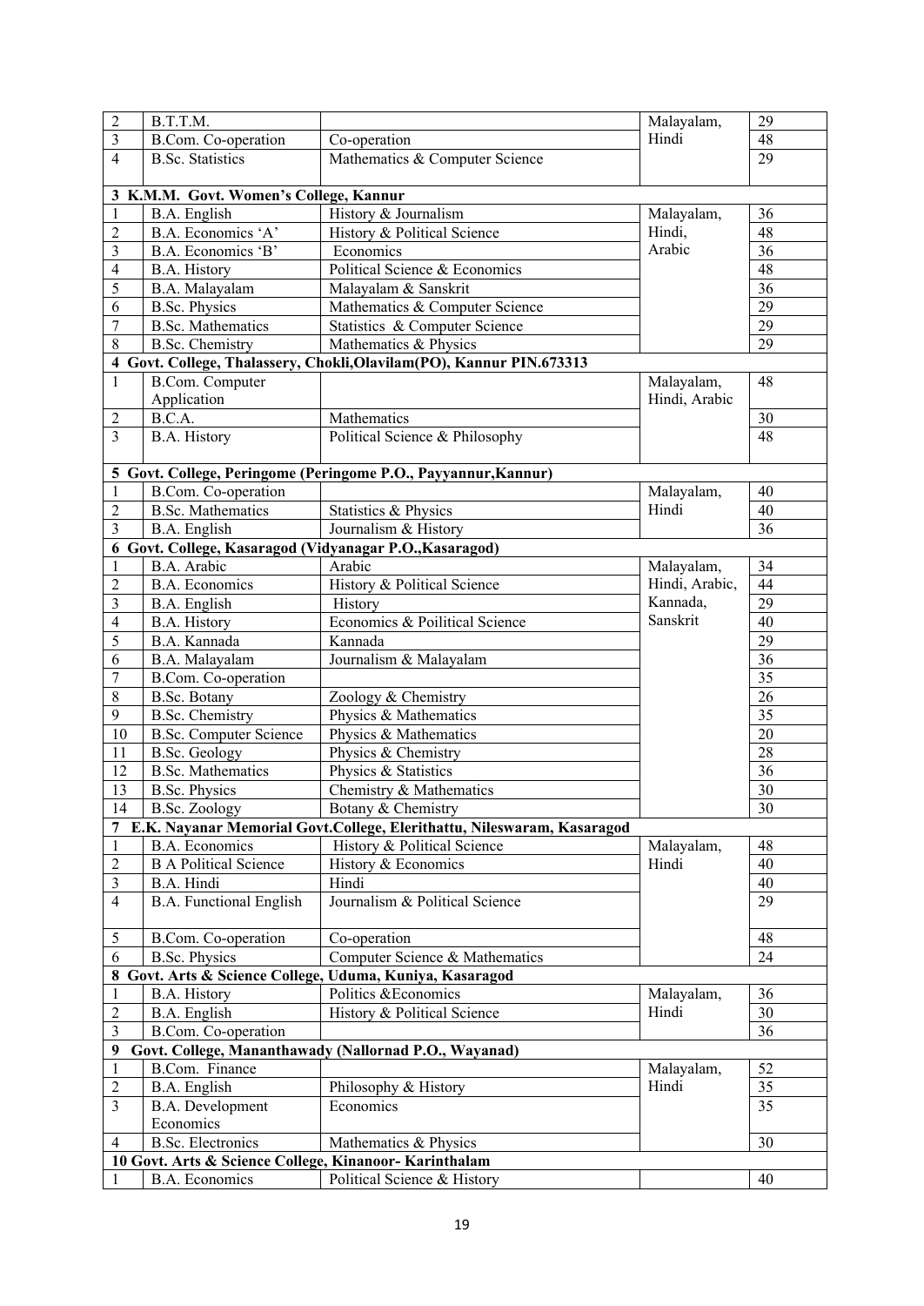| | | | | |
|---|---|---|---|---|
| 2 | B.T.T.M. | | Malayalam, Hindi | 29 |
| 3 | B.Com. Co-operation | Co-operation | | 48 |
| 4 | B.Sc. Statistics | Mathematics & Computer Science | | 29 |
| **3 K.M.M. Govt. Women's College, Kannur** | | | | |
| 1 | B.A. English | History & Journalism | Malayalam, Hindi, Arabic | 36 |
| 2 | B.A. Economics 'A' | History & Political Science | | 48 |
| 3 | B.A. Economics 'B' | Economics | | 36 |
| 4 | B.A. History | Political Science & Economics | | 48 |
| 5 | B.A. Malayalam | Malayalam & Sanskrit | | 36 |
| 6 | B.Sc. Physics | Mathematics & Computer Science | | 29 |
| 7 | B.Sc. Mathematics | Statistics & Computer Science | | 29 |
| 8 | B.Sc. Chemistry | Mathematics & Physics | | 29 |
| **4 Govt. College, Thalassery, Chokli,Olavilam(PO), Kannur PIN.673313** | | | | |
| 1 | B.Com. Computer Application | | Malayalam, Hindi, Arabic | 48 |
| 2 | B.C.A. | Mathematics | | 30 |
| 3 | B.A. History | Political Science & Philosophy | | 48 |
| **5 Govt. College, Peringome (Peringome P.O., Payyannur,Kannur)** | | | | |
| 1 | B.Com. Co-operation | | Malayalam, Hindi | 40 |
| 2 | B.Sc. Mathematics | Statistics & Physics | | 40 |
| 3 | B.A. English | Journalism & History | | 36 |
| **6 Govt. College, Kasaragod (Vidyanagar P.O.,Kasaragod)** | | | | |
| 1 | B.A. Arabic | Arabic | Malayalam, Hindi, Arabic, Kannada, Sanskrit | 34 |
| 2 | B.A. Economics | History & Political Science | | 44 |
| 3 | B.A. English | History | | 29 |
| 4 | B.A. History | Economics & Poilitical Science | | 40 |
| 5 | B.A. Kannada | Kannada | | 29 |
| 6 | B.A. Malayalam | Journalism & Malayalam | | 36 |
| 7 | B.Com. Co-operation | | | 35 |
| 8 | B.Sc. Botany | Zoology & Chemistry | | 26 |
| 9 | B.Sc. Chemistry | Physics & Mathematics | | 35 |
| 10 | B.Sc. Computer Science | Physics & Mathematics | | 20 |
| 11 | B.Sc. Geology | Physics & Chemistry | | 28 |
| 12 | B.Sc. Mathematics | Physics & Statistics | | 36 |
| 13 | B.Sc. Physics | Chemistry & Mathematics | | 30 |
| 14 | B.Sc. Zoology | Botany & Chemistry | | 30 |
| **7 E.K. Nayanar Memorial Govt.College, Elerithattu, Nileswaram, Kasaragod** | | | | |
| 1 | B.A. Economics | History & Political Science | Malayalam, Hindi | 48 |
| 2 | B A Political Science | History & Economics | | 40 |
| 3 | B.A. Hindi | Hindi | | 40 |
| 4 | B.A. Functional English | Journalism & Political Science | | 29 |
| 5 | B.Com. Co-operation | Co-operation | | 48 |
| 6 | B.Sc. Physics | Computer Science & Mathematics | | 24 |
| **8 Govt. Arts & Science College, Uduma, Kuniya, Kasaragod** | | | | |
| 1 | B.A. History | Politics &Economics | Malayalam, Hindi | 36 |
| 2 | B.A. English | History & Political Science | | 30 |
| 3 | B.Com. Co-operation | | | 36 |
| **9 Govt. College, Mananthawady (Nallornad P.O., Wayanad)** | | | | |
| 1 | B.Com. Finance | | Malayalam, Hindi | 52 |
| 2 | B.A. English | Philosophy & History | | 35 |
| 3 | B.A. Development Economics | Economics | | 35 |
| 4 | B.Sc. Electronics | Mathematics & Physics | | 30 |
| **10 Govt. Arts & Science College, Kinanoor- Karinthalam** | | | | |
| 1 | B.A. Economics | Political Science & History | | 40 |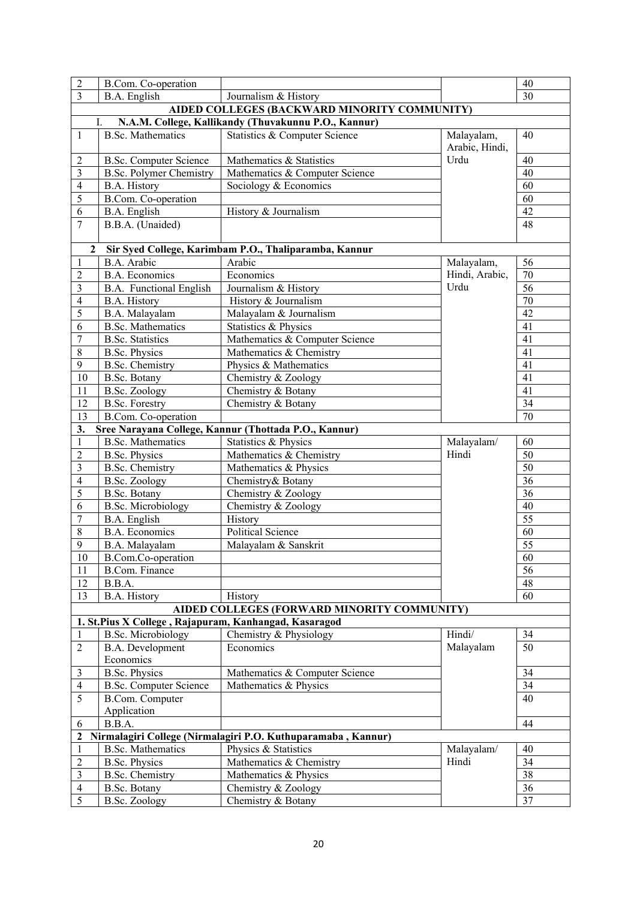| | | | | |
|---|---|---|---|---|
| 2 | B.Com. Co-operation | | | 40 |
| 3 | B.A. English | Journalism & History | | 30 |
| **AIDED COLLEGES (BACKWARD MINORITY COMMUNITY)** | | | | |
| **I. N.A.M. College, Kallikandy (Thuvakunnu P.O., Kannur)** | | | | |
| 1 | B.Sc. Mathematics | Statistics & Computer Science | Malayalam, Arabic, Hindi, Urdu | 40 |
| 2 | B.Sc. Computer Science | Mathematics & Statistics | | 40 |
| 3 | B.Sc. Polymer Chemistry | Mathematics & Computer Science | | 40 |
| 4 | B.A. History | Sociology & Economics | | 60 |
| 5 | B.Com. Co-operation | | | 60 |
| 6 | B.A. English | History & Journalism | | 42 |
| 7 | B.B.A. (Unaided) | | | 48 |
| **2 Sir Syed College, Karimbam P.O., Thaliparamba, Kannur** | | | | |
| 1 | B.A. Arabic | Arabic | Malayalam, Hindi, Arabic, Urdu | 56 |
| 2 | B.A. Economics | Economics | | 70 |
| 3 | B.A. Functional English | Journalism & History | | 56 |
| 4 | B.A. History | History & Journalism | | 70 |
| 5 | B.A. Malayalam | Malayalam & Journalism | | 42 |
| 6 | B.Sc. Mathematics | Statistics & Physics | | 41 |
| 7 | B.Sc. Statistics | Mathematics & Computer Science | | 41 |
| 8 | B.Sc. Physics | Mathematics & Chemistry | | 41 |
| 9 | B.Sc. Chemistry | Physics & Mathematics | | 41 |
| 10 | B.Sc. Botany | Chemistry & Zoology | | 41 |
| 11 | B.Sc. Zoology | Chemistry & Botany | | 41 |
| 12 | B.Sc. Forestry | Chemistry & Botany | | 34 |
| 13 | B.Com. Co-operation | | | 70 |
| **3. Sree Narayana College, Kannur (Thottada P.O., Kannur)** | | | | |
| 1 | B.Sc. Mathematics | Statistics & Physics | Malayalam/ Hindi | 60 |
| 2 | B.Sc. Physics | Mathematics & Chemistry | | 50 |
| 3 | B.Sc. Chemistry | Mathematics & Physics | | 50 |
| 4 | B.Sc. Zoology | Chemistry& Botany | | 36 |
| 5 | B.Sc. Botany | Chemistry & Zoology | | 36 |
| 6 | B.Sc. Microbiology | Chemistry & Zoology | | 40 |
| 7 | B.A. English | History | | 55 |
| 8 | B.A. Economics | Political Science | | 60 |
| 9 | B.A. Malayalam | Malayalam & Sanskrit | | 55 |
| 10 | B.Com.Co-operation | | | 60 |
| 11 | B.Com. Finance | | | 56 |
| 12 | B.B.A. | | | 48 |
| 13 | B.A. History | History | | 60 |
| **AIDED COLLEGES (FORWARD MINORITY COMMUNITY)** | | | | |
| **1. St.Pius X College , Rajapuram, Kanhangad, Kasaragod** | | | | |
| 1 | B.Sc. Microbiology | Chemistry & Physiology | Hindi/ Malayalam | 34 |
| 2 | B.A. Development Economics | Economics | | 50 |
| 3 | B.Sc. Physics | Mathematics & Computer Science | | 34 |
| 4 | B.Sc. Computer Science | Mathematics & Physics | | 34 |
| 5 | B.Com. Computer Application | | | 40 |
| 6 | B.B.A. | | | 44 |
| **2 Nirmalagiri College (Nirmalagiri P.O. Kuthuparamaba , Kannur)** | | | | |
| 1 | B.Sc. Mathematics | Physics & Statistics | Malayalam/ Hindi | 40 |
| 2 | B.Sc. Physics | Mathematics & Chemistry | | 34 |
| 3 | B.Sc. Chemistry | Mathematics & Physics | | 38 |
| 4 | B.Sc. Botany | Chemistry & Zoology | | 36 |
| 5 | B.Sc. Zoology | Chemistry & Botany | | 37 |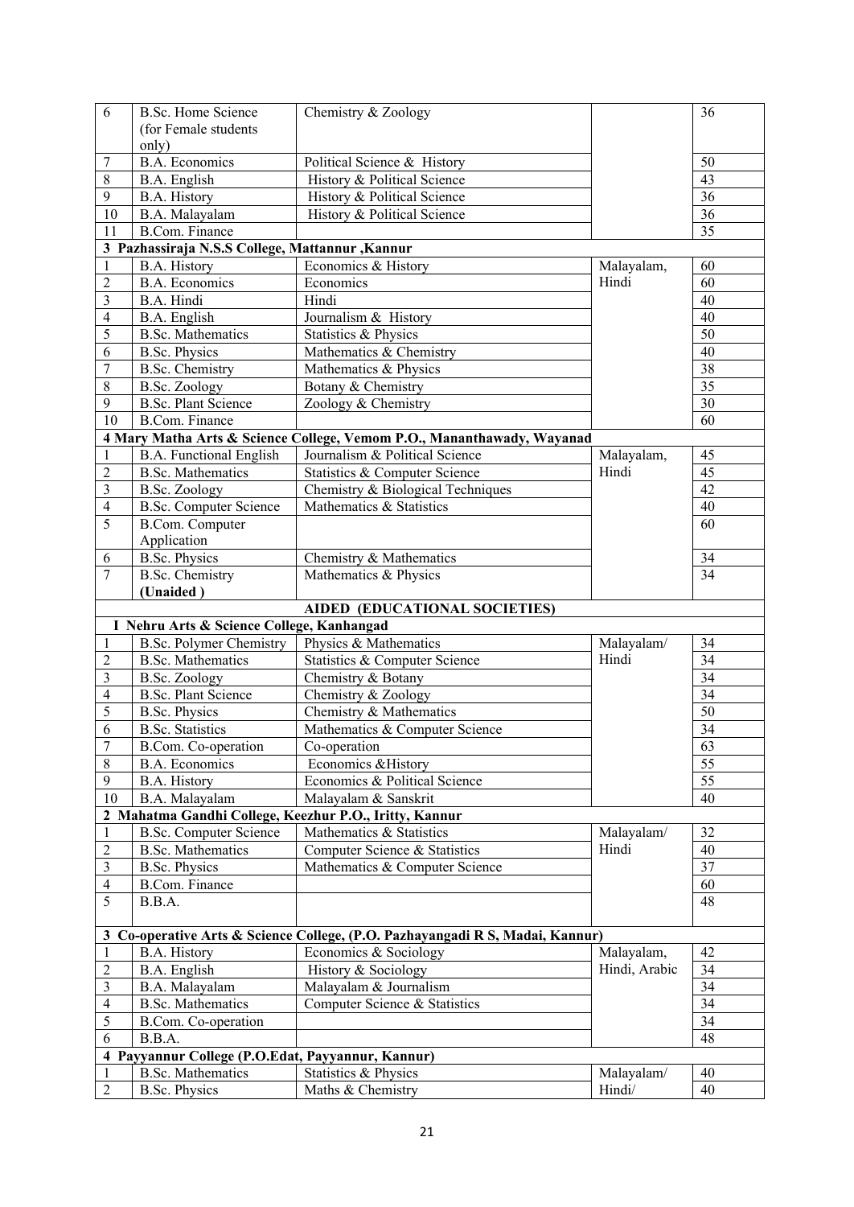| | | | | |
|---|---|---|---|---|
| 6 | B.Sc. Home Science (for Female students only) | Chemistry & Zoology | | 36 |
| 7 | B.A. Economics | Political Science & History | | 50 |
| 8 | B.A. English | History & Political Science | | 43 |
| 9 | B.A. History | History & Political Science | | 36 |
| 10 | B.A. Malayalam | History & Political Science | | 36 |
| 11 | B.Com. Finance | | | 35 |
| **3 Pazhassiraja N.S.S College, Mattannur ,Kannur** | | | | |
| 1 | B.A. History | Economics & History | Malayalam, Hindi | 60 |
| 2 | B.A. Economics | Economics | | 60 |
| 3 | B.A. Hindi | Hindi | | 40 |
| 4 | B.A. English | Journalism & History | | 40 |
| 5 | B.Sc. Mathematics | Statistics & Physics | | 50 |
| 6 | B.Sc. Physics | Mathematics & Chemistry | | 40 |
| 7 | B.Sc. Chemistry | Mathematics & Physics | | 38 |
| 8 | B.Sc. Zoology | Botany & Chemistry | | 35 |
| 9 | B.Sc. Plant Science | Zoology & Chemistry | | 30 |
| 10 | B.Com. Finance | | | 60 |
| **4 Mary Matha Arts & Science College, Vemom P.O., Mananthawady, Wayanad** | | | | |
| 1 | B.A. Functional English | Journalism & Political Science | Malayalam, Hindi | 45 |
| 2 | B.Sc. Mathematics | Statistics & Computer Science | | 45 |
| 3 | B.Sc. Zoology | Chemistry & Biological Techniques | | 42 |
| 4 | B.Sc. Computer Science | Mathematics & Statistics | | 40 |
| 5 | B.Com. Computer Application | | | 60 |
| 6 | B.Sc. Physics | Chemistry & Mathematics | | 34 |
| 7 | B.Sc. Chemistry **(Unaided )** | Mathematics & Physics | | 34 |
| | | **AIDED (EDUCATIONAL SOCIETIES)** | | |
| **I Nehru Arts & Science College, Kanhangad** | | | | |
| 1 | B.Sc. Polymer Chemistry | Physics & Mathematics | Malayalam/ Hindi | 34 |
| 2 | B.Sc. Mathematics | Statistics & Computer Science | | 34 |
| 3 | B.Sc. Zoology | Chemistry & Botany | | 34 |
| 4 | B.Sc. Plant Science | Chemistry & Zoology | | 34 |
| 5 | B.Sc. Physics | Chemistry & Mathematics | | 50 |
| 6 | B.Sc. Statistics | Mathematics & Computer Science | | 34 |
| 7 | B.Com. Co-operation | Co-operation | | 63 |
| 8 | B.A. Economics | Economics &History | | 55 |
| 9 | B.A. History | Economics & Political Science | | 55 |
| 10 | B.A. Malayalam | Malayalam & Sanskrit | | 40 |
| **2 Mahatma Gandhi College, Keezhur P.O., Iritty, Kannur** | | | | |
| 1 | B.Sc. Computer Science | Mathematics & Statistics | Malayalam/ Hindi | 32 |
| 2 | B.Sc. Mathematics | Computer Science & Statistics | | 40 |
| 3 | B.Sc. Physics | Mathematics & Computer Science | | 37 |
| 4 | B.Com. Finance | | | 60 |
| 5 | B.B.A. | | | 48 |
| **3 Co-operative Arts & Science College, (P.O. Pazhayangadi R S, Madai, Kannur)** | | | | |
| 1 | B.A. History | Economics & Sociology | Malayalam, Hindi, Arabic | 42 |
| 2 | B.A. English | History & Sociology | | 34 |
| 3 | B.A. Malayalam | Malayalam & Journalism | | 34 |
| 4 | B.Sc. Mathematics | Computer Science & Statistics | | 34 |
| 5 | B.Com. Co-operation | | | 34 |
| 6 | B.B.A. | | | 48 |
| **4 Payyannur College (P.O.Edat, Payyannur, Kannur)** | | | | |
| 1 | B.Sc. Mathematics | Statistics & Physics | Malayalam/ Hindi/ | 40 |
| 2 | B.Sc. Physics | Maths & Chemistry | | 40 |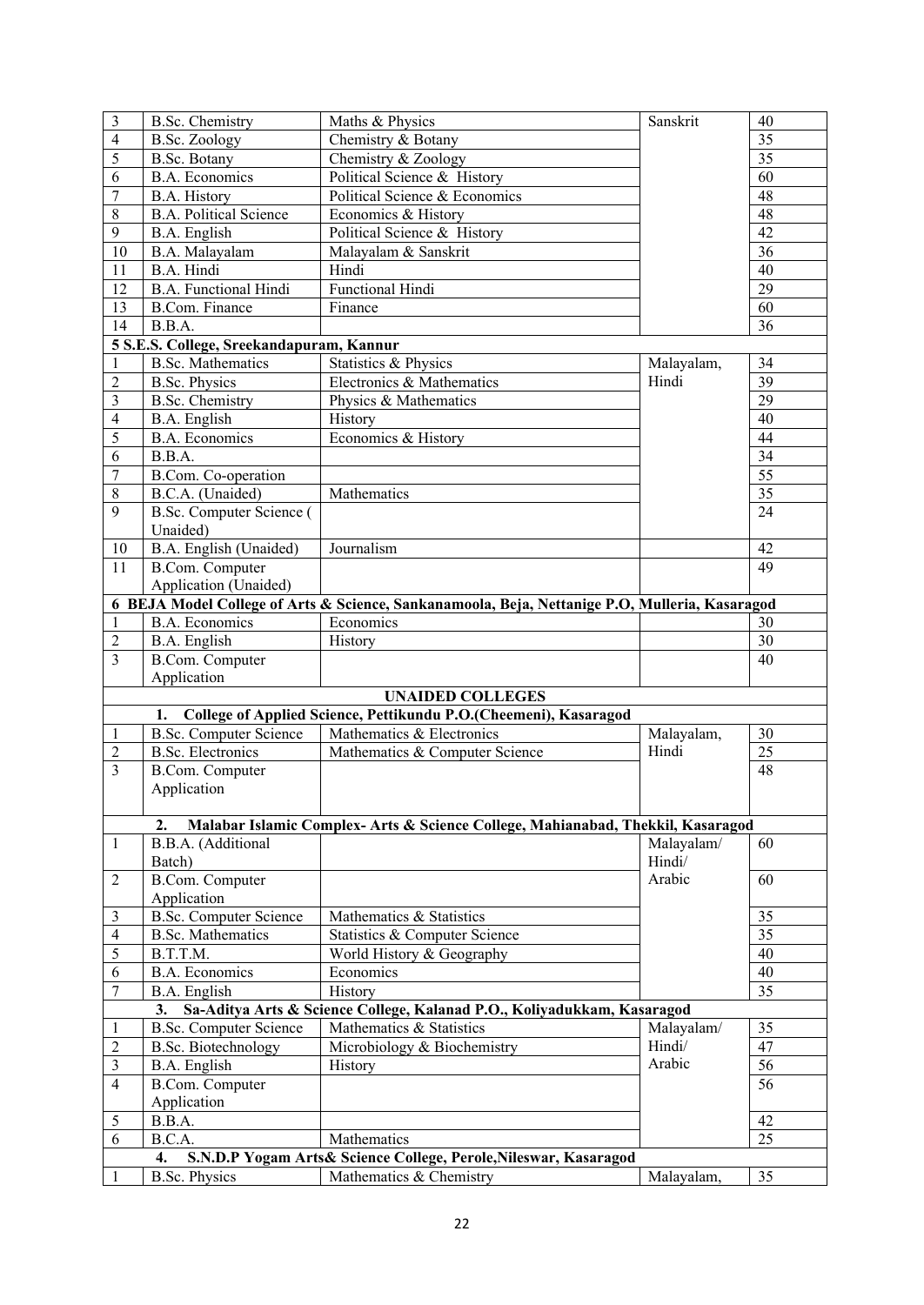| | | | | |
|---|---|---|---|---|
| 3 | B.Sc. Chemistry | Maths & Physics | Sanskrit | 40 |
| 4 | B.Sc. Zoology | Chemistry & Botany | | 35 |
| 5 | B.Sc. Botany | Chemistry & Zoology | | 35 |
| 6 | B.A. Economics | Political Science & History | | 60 |
| 7 | B.A. History | Political Science & Economics | | 48 |
| 8 | B.A. Political Science | Economics & History | | 48 |
| 9 | B.A. English | Political Science & History | | 42 |
| 10 | B.A. Malayalam | Malayalam & Sanskrit | | 36 |
| 11 | B.A. Hindi | Hindi | | 40 |
| 12 | B.A. Functional Hindi | Functional Hindi | | 29 |
| 13 | B.Com. Finance | Finance | | 60 |
| 14 | B.B.A. | | | 36 |
| **5 S.E.S. College, Sreekandapuram, Kannur** | | | | |
| 1 | B.Sc. Mathematics | Statistics & Physics | Malayalam, Hindi | 34 |
| 2 | B.Sc. Physics | Electronics & Mathematics | | 39 |
| 3 | B.Sc. Chemistry | Physics & Mathematics | | 29 |
| 4 | B.A. English | History | | 40 |
| 5 | B.A. Economics | Economics & History | | 44 |
| 6 | B.B.A. | | | 34 |
| 7 | B.Com. Co-operation | | | 55 |
| 8 | B.C.A. (Unaided) | Mathematics | | 35 |
| 9 | B.Sc. Computer Science ( Unaided) | | | 24 |
| 10 | B.A. English (Unaided) | Journalism | | 42 |
| 11 | B.Com. Computer Application (Unaided) | | | 49 |
| **6 BEJA Model College of Arts & Science, Sankanamoola, Beja, Nettanige P.O, Mulleria, Kasaragod** | | | | |
| 1 | B.A. Economics | Economics | | 30 |
| 2 | B.A. English | History | | 30 |
| 3 | B.Com. Computer Application | | | 40 |
| **UNAIDED COLLEGES** | | | | |
| **1. College of Applied Science, Pettikundu P.O.(Cheemeni), Kasaragod** | | | | |
| 1 | B.Sc. Computer Science | Mathematics & Electronics | Malayalam, Hindi | 30 |
| 2 | B.Sc. Electronics | Mathematics & Computer Science | | 25 |
| 3 | B.Com. Computer Application | | | 48 |
| **2. Malabar Islamic Complex- Arts & Science College, Mahianabad, Thekkil, Kasaragod** | | | | |
| 1 | B.B.A. (Additional Batch) | | Malayalam/ Hindi/ Arabic | 60 |
| 2 | B.Com. Computer Application | | | 60 |
| 3 | B.Sc. Computer Science | Mathematics & Statistics | | 35 |
| 4 | B.Sc. Mathematics | Statistics & Computer Science | | 35 |
| 5 | B.T.T.M. | World History & Geography | | 40 |
| 6 | B.A. Economics | Economics | | 40 |
| 7 | B.A. English | History | | 35 |
| **3. Sa-Aditya Arts & Science College, Kalanad P.O., Koliyadukkam, Kasaragod** | | | | |
| 1 | B.Sc. Computer Science | Mathematics & Statistics | Malayalam/ Hindi/ Arabic | 35 |
| 2 | B.Sc. Biotechnology | Microbiology & Biochemistry | | 47 |
| 3 | B.A. English | History | | 56 |
| 4 | B.Com. Computer Application | | | 56 |
| 5 | B.B.A. | | | 42 |
| 6 | B.C.A. | Mathematics | | 25 |
| **4. S.N.D.P Yogam Arts& Science College, Perole,Nileswar, Kasaragod** | | | | |
| 1 | B.Sc. Physics | Mathematics & Chemistry | Malayalam, | 35 |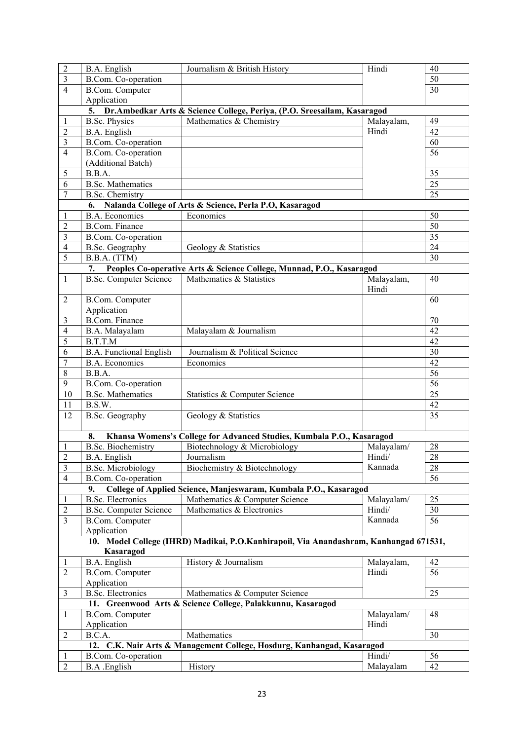| | | | | |
|---|---|---|---|---|
| 2 | B.A. English | Journalism & British History | Hindi | 40 |
| 3 | B.Com. Co-operation | | | 50 |
| 4 | B.Com. Computer Application | | | 30 |
| **5. Dr.Ambedkar Arts & Science College, Periya, (P.O. Sreesailam, Kasaragod** | | | | |
| 1 | B.Sc. Physics | Mathematics & Chemistry | Malayalam, Hindi | 49 |
| 2 | B.A. English | | | 42 |
| 3 | B.Com. Co-operation | | | 60 |
| 4 | B.Com. Co-operation (Additional Batch) | | | 56 |
| 5 | B.B.A. | | | 35 |
| 6 | B.Sc. Mathematics | | | 25 |
| 7 | B.Sc. Chemistry | | | 25 |
| **6. Nalanda College of Arts & Science, Perla P.O, Kasaragod** | | | | |
| 1 | B.A. Economics | Economics | | 50 |
| 2 | B.Com. Finance | | | 50 |
| 3 | B.Com. Co-operation | | | 35 |
| 4 | B.Sc. Geography | Geology & Statistics | | 24 |
| 5 | B.B.A. (TTM) | | | 30 |
| **7. Peoples Co-operative Arts & Science College, Munnad, P.O., Kasaragod** | | | | |
| 1 | B.Sc. Computer Science | Mathematics & Statistics | Malayalam, Hindi | 40 |
| 2 | B.Com. Computer Application | | | 60 |
| 3 | B.Com. Finance | | | 70 |
| 4 | B.A. Malayalam | Malayalam & Journalism | | 42 |
| 5 | B.T.T.M | | | 42 |
| 6 | B.A. Functional English | Journalism & Political Science | | 30 |
| 7 | B.A. Economics | Economics | | 42 |
| 8 | B.B.A. | | | 56 |
| 9 | B.Com. Co-operation | | | 56 |
| 10 | B.Sc. Mathematics | Statistics & Computer Science | | 25 |
| 11 | B.S.W. | | | 42 |
| 12 | B.Sc. Geography | Geology & Statistics | | 35 |
| **8. Khansa Womens's College for Advanced Studies, Kumbala P.O., Kasaragod** | | | | |
| 1 | B.Sc. Biochemistry | Biotechnology & Microbiology | Malayalam/ Hindi/ Kannada | 28 |
| 2 | B.A. English | Journalism | | 28 |
| 3 | B.Sc. Microbiology | Biochemistry & Biotechnology | | 28 |
| 4 | B.Com. Co-operation | | | 56 |
| **9. College of Applied Science, Manjeswaram, Kumbala P.O., Kasaragod** | | | | |
| 1 | B.Sc. Electronics | Mathematics & Computer Science | Malayalam/ Hindi/ Kannada | 25 |
| 2 | B.Sc. Computer Science | Mathematics & Electronics | | 30 |
| 3 | B.Com. Computer Application | | | 56 |
| **10. Model College (IHRD) Madikai, P.O.Kanhirapoil, Via Anandashram, Kanhangad 671531, Kasaragod** | | | | |
| 1 | B.A. English | History & Journalism | Malayalam, Hindi | 42 |
| 2 | B.Com. Computer Application | | | 56 |
| 3 | B.Sc. Electronics | Mathematics & Computer Science | | 25 |
| **11. Greenwood Arts & Science College, Palakkunnu, Kasaragod** | | | | |
| 1 | B.Com. Computer Application | | Malayalam/ Hindi | 48 |
| 2 | B.C.A. | Mathematics | | 30 |
| **12. C.K. Nair Arts & Management College, Hosdurg, Kanhangad, Kasaragod** | | | | |
| 1 | B.Com. Co-operation | | Hindi/ Malayalam | 56 |
| 2 | B.A .English | History | | 42 |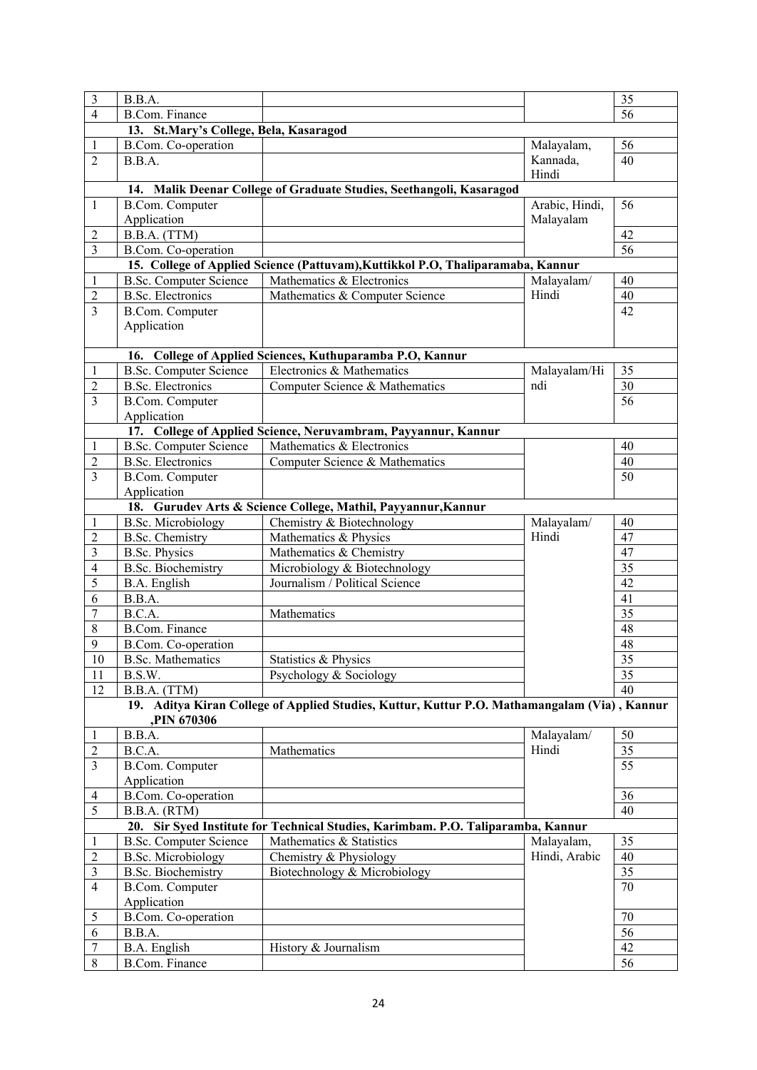| | | | | |
|---|---|---|---|---|
| 3 | B.B.A. | | | 35 |
| 4 | B.Com. Finance | | | 56 |
| | **13. St.Mary's College, Bela, Kasaragod** | | | |
| 1 | B.Com. Co-operation | | Malayalam, Kannada, Hindi | 56 |
| 2 | B.B.A. | | | 40 |
| | **14. Malik Deenar College of Graduate Studies, Seethangoli, Kasaragod** | | | |
| 1 | B.Com. Computer Application | | Arabic, Hindi, Malayalam | 56 |
| 2 | B.B.A. (TTM) | | | 42 |
| 3 | B.Com. Co-operation | | | 56 |
| | **15. College of Applied Science (Pattuvam),Kuttikkol P.O, Thaliparamaba, Kannur** | | | |
| 1 | B.Sc. Computer Science | Mathematics & Electronics | Malayalam/ Hindi | 40 |
| 2 | B.Sc. Electronics | Mathematics & Computer Science | | 40 |
| 3 | B.Com. Computer Application | | | 42 |
| | **16. College of Applied Sciences, Kuthuparamba P.O, Kannur** | | | |
| 1 | B.Sc. Computer Science | Electronics & Mathematics | Malayalam/Hindi | 35 |
| 2 | B.Sc. Electronics | Computer Science & Mathematics | | 30 |
| 3 | B.Com. Computer Application | | | 56 |
| | **17. College of Applied Science, Neruvambram, Payyannur, Kannur** | | | |
| 1 | B.Sc. Computer Science | Mathematics & Electronics | | 40 |
| 2 | B.Sc. Electronics | Computer Science & Mathematics | | 40 |
| 3 | B.Com. Computer Application | | | 50 |
| | **18. Gurudev Arts & Science College, Mathil, Payyannur,Kannur** | | | |
| 1 | B.Sc. Microbiology | Chemistry & Biotechnology | Malayalam/ Hindi | 40 |
| 2 | B.Sc. Chemistry | Mathematics & Physics | | 47 |
| 3 | B.Sc. Physics | Mathematics & Chemistry | | 47 |
| 4 | B.Sc. Biochemistry | Microbiology & Biotechnology | | 35 |
| 5 | B.A. English | Journalism / Political Science | | 42 |
| 6 | B.B.A. | | | 41 |
| 7 | B.C.A. | Mathematics | | 35 |
| 8 | B.Com. Finance | | | 48 |
| 9 | B.Com. Co-operation | | | 48 |
| 10 | B.Sc. Mathematics | Statistics & Physics | | 35 |
| 11 | B.S.W. | Psychology & Sociology | | 35 |
| 12 | B.B.A. (TTM) | | | 40 |
| | **19. Aditya Kiran College of Applied Studies, Kuttur, Kuttur P.O. Mathamangalam (Via) , Kannur ,PIN 670306** | | | |
| 1 | B.B.A. | | Malayalam/ Hindi | 50 |
| 2 | B.C.A. | Mathematics | | 35 |
| 3 | B.Com. Computer Application | | | 55 |
| 4 | B.Com. Co-operation | | | 36 |
| 5 | B.B.A. (RTM) | | | 40 |
| | **20. Sir Syed Institute for Technical Studies, Karimbam. P.O. Taliparamba, Kannur** | | | |
| 1 | B.Sc. Computer Science | Mathematics & Statistics | Malayalam, Hindi, Arabic | 35 |
| 2 | B.Sc. Microbiology | Chemistry & Physiology | | 40 |
| 3 | B.Sc. Biochemistry | Biotechnology & Microbiology | | 35 |
| 4 | B.Com. Computer Application | | | 70 |
| 5 | B.Com. Co-operation | | | 70 |
| 6 | B.B.A. | | | 56 |
| 7 | B.A. English | History & Journalism | | 42 |
| 8 | B.Com. Finance | | | 56 |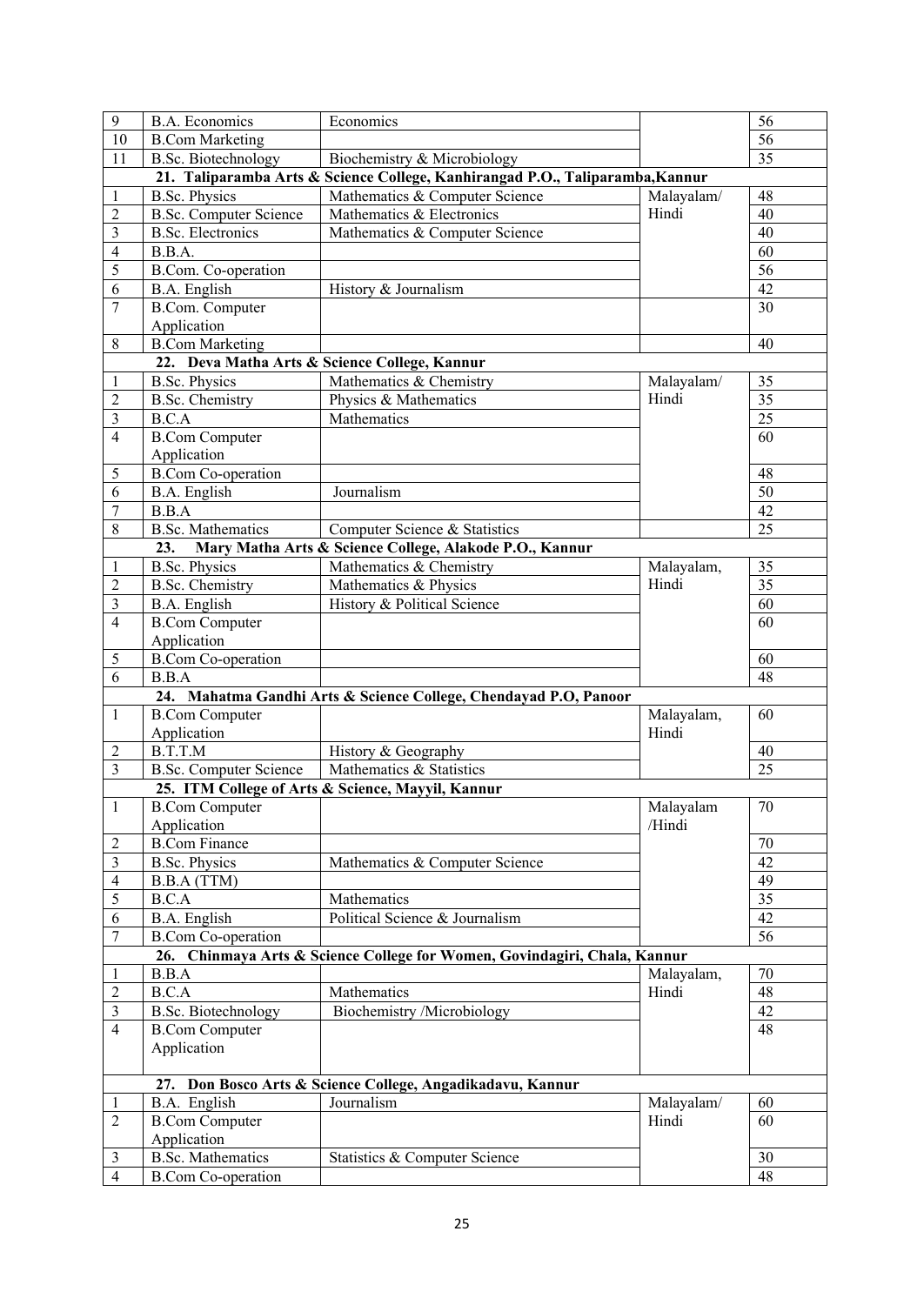| 9 | B.A. Economics | Economics | | 56 |
|---|---|---|---|---|
| 10 | B.Com Marketing | | | 56 |
| 11 | B.Sc. Biotechnology | Biochemistry & Microbiology | | 35 |
| | **21. Taliparamba Arts & Science College, Kanhirangad P.O., Taliparamba,Kannur** | | | |
| 1 | B.Sc. Physics | Mathematics & Computer Science | Malayalam/ Hindi | 48 |
| 2 | B.Sc. Computer Science | Mathematics & Electronics | | 40 |
| 3 | B.Sc. Electronics | Mathematics & Computer Science | | 40 |
| 4 | B.B.A. | | | 60 |
| 5 | B.Com. Co-operation | | | 56 |
| 6 | B.A. English | History & Journalism | | 42 |
| 7 | B.Com. Computer Application | | | 30 |
| 8 | B.Com Marketing | | | 40 |
| | **22. Deva Matha Arts & Science College, Kannur** | | | |
| 1 | B.Sc. Physics | Mathematics & Chemistry | Malayalam/ Hindi | 35 |
| 2 | B.Sc. Chemistry | Physics & Mathematics | | 35 |
| 3 | B.C.A | Mathematics | | 25 |
| 4 | B.Com Computer Application | | | 60 |
| 5 | B.Com Co-operation | | | 48 |
| 6 | B.A. English | Journalism | | 50 |
| 7 | B.B.A | | | 42 |
| 8 | B.Sc. Mathematics | Computer Science & Statistics | | 25 |
| | **23. Mary Matha Arts & Science College, Alakode P.O., Kannur** | | | |
| 1 | B.Sc. Physics | Mathematics & Chemistry | Malayalam, Hindi | 35 |
| 2 | B.Sc. Chemistry | Mathematics & Physics | | 35 |
| 3 | B.A. English | History & Political Science | | 60 |
| 4 | B.Com Computer Application | | | 60 |
| 5 | B.Com Co-operation | | | 60 |
| 6 | B.B.A | | | 48 |
| | **24. Mahatma Gandhi Arts & Science College, Chendayad P.O, Panoor** | | | |
| 1 | B.Com Computer Application | | Malayalam, Hindi | 60 |
| 2 | B.T.T.M | History & Geography | | 40 |
| 3 | B.Sc. Computer Science | Mathematics & Statistics | | 25 |
| | **25. ITM College of Arts & Science, Mayyil, Kannur** | | | |
| 1 | B.Com Computer Application | | Malayalam /Hindi | 70 |
| 2 | B.Com Finance | | | 70 |
| 3 | B.Sc. Physics | Mathematics & Computer Science | | 42 |
| 4 | B.B.A (TTM) | | | 49 |
| 5 | B.C.A | Mathematics | | 35 |
| 6 | B.A. English | Political Science & Journalism | | 42 |
| 7 | B.Com Co-operation | | | 56 |
| | **26. Chinmaya Arts & Science College for Women, Govindagiri, Chala, Kannur** | | | |
| 1 | B.B.A | | Malayalam, Hindi | 70 |
| 2 | B.C.A | Mathematics | | 48 |
| 3 | B.Sc. Biotechnology | Biochemistry /Microbiology | | 42 |
| 4 | B.Com Computer Application | | | 48 |
| | **27. Don Bosco Arts & Science College, Angadikadavu, Kannur** | | | |
| 1 | B.A. English | Journalism | Malayalam/ Hindi | 60 |
| 2 | B.Com Computer Application | | | 60 |
| 3 | B.Sc. Mathematics | Statistics & Computer Science | | 30 |
| 4 | B.Com Co-operation | | | 48 |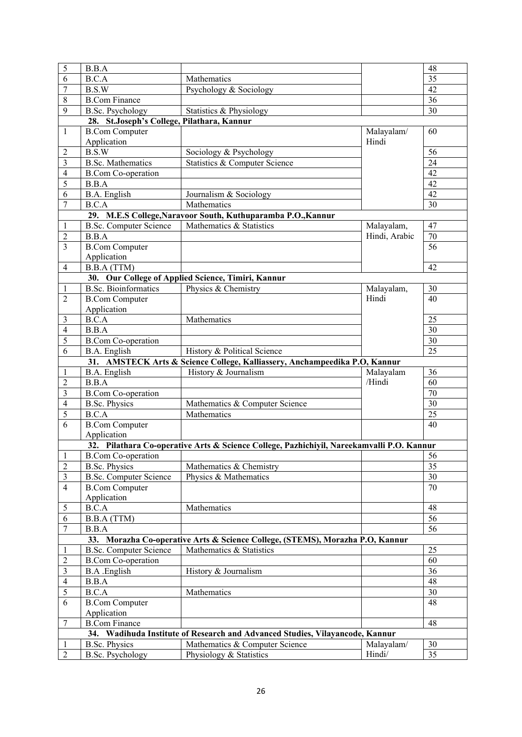| | | | | |
|---|---|---|---|---|
| 5 | B.B.A | | | 48 |
| 6 | B.C.A | Mathematics | | 35 |
| 7 | B.S.W | Psychology & Sociology | | 42 |
| 8 | B.Com Finance | | | 36 |
| 9 | B.Sc. Psychology | Statistics & Physiology | | 30 |
| | **28. St.Joseph's College, Pilathara, Kannur** | | | |
| 1 | B.Com Computer Application | | Malayalam/ Hindi | 60 |
| 2 | B.S.W | Sociology & Psychology | | 56 |
| 3 | B.Sc. Mathematics | Statistics & Computer Science | | 24 |
| 4 | B.Com Co-operation | | | 42 |
| 5 | B.B.A | | | 42 |
| 6 | B.A. English | Journalism & Sociology | | 42 |
| 7 | B.C.A | Mathematics | | 30 |
| | **29. M.E.S College,Naravoor South, Kuthuparamba P.O.,Kannur** | | | |
| 1 | B.Sc. Computer Science | Mathematics & Statistics | Malayalam, Hindi, Arabic | 47 |
| 2 | B.B.A | | | 70 |
| 3 | B.Com Computer Application | | | 56 |
| 4 | B.B.A (TTM) | | | 42 |
| | **30. Our College of Applied Science, Timiri, Kannur** | | | |
| 1 | B.Sc. Bioinformatics | Physics & Chemistry | Malayalam, Hindi | 30 |
| 2 | B.Com Computer Application | | | 40 |
| 3 | B.C.A | Mathematics | | 25 |
| 4 | B.B.A | | | 30 |
| 5 | B.Com Co-operation | | | 30 |
| 6 | B.A. English | History & Political Science | | 25 |
| | **31. AMSTECK Arts & Science College, Kalliassery, Anchampeedika P.O, Kannur** | | | |
| 1 | B.A. English | History & Journalism | Malayalam /Hindi | 36 |
| 2 | B.B.A | | | 60 |
| 3 | B.Com Co-operation | | | 70 |
| 4 | B.Sc. Physics | Mathematics & Computer Science | | 30 |
| 5 | B.C.A | Mathematics | | 25 |
| 6 | B.Com Computer Application | | | 40 |
| | **32. Pilathara Co-operative Arts & Science College, Pazhichiyil, Nareekamvalli P.O. Kannur** | | | |
| 1 | B.Com Co-operation | | | 56 |
| 2 | B.Sc. Physics | Mathematics & Chemistry | | 35 |
| 3 | B.Sc. Computer Science | Physics & Mathematics | | 30 |
| 4 | B.Com Computer Application | | | 70 |
| 5 | B.C.A | Mathematics | | 48 |
| 6 | B.B.A (TTM) | | | 56 |
| 7 | B.B.A | | | 56 |
| | **33. Morazha Co-operative Arts & Science College, (STEMS), Morazha P.O, Kannur** | | | |
| 1 | B.Sc. Computer Science | Mathematics & Statistics | | 25 |
| 2 | B.Com Co-operation | | | 60 |
| 3 | B.A .English | History & Journalism | | 36 |
| 4 | B.B.A | | | 48 |
| 5 | B.C.A | Mathematics | | 30 |
| 6 | B.Com Computer Application | | | 48 |
| 7 | B.Com Finance | | | 48 |
| | **34. Wadihuda Institute of Research and Advanced Studies, Vilayancode, Kannur** | | | |
| 1 | B.Sc. Physics | Mathematics & Computer Science | Malayalam/ Hindi/ | 30 |
| 2 | B.Sc. Psychology | Physiology & Statistics | | 35 |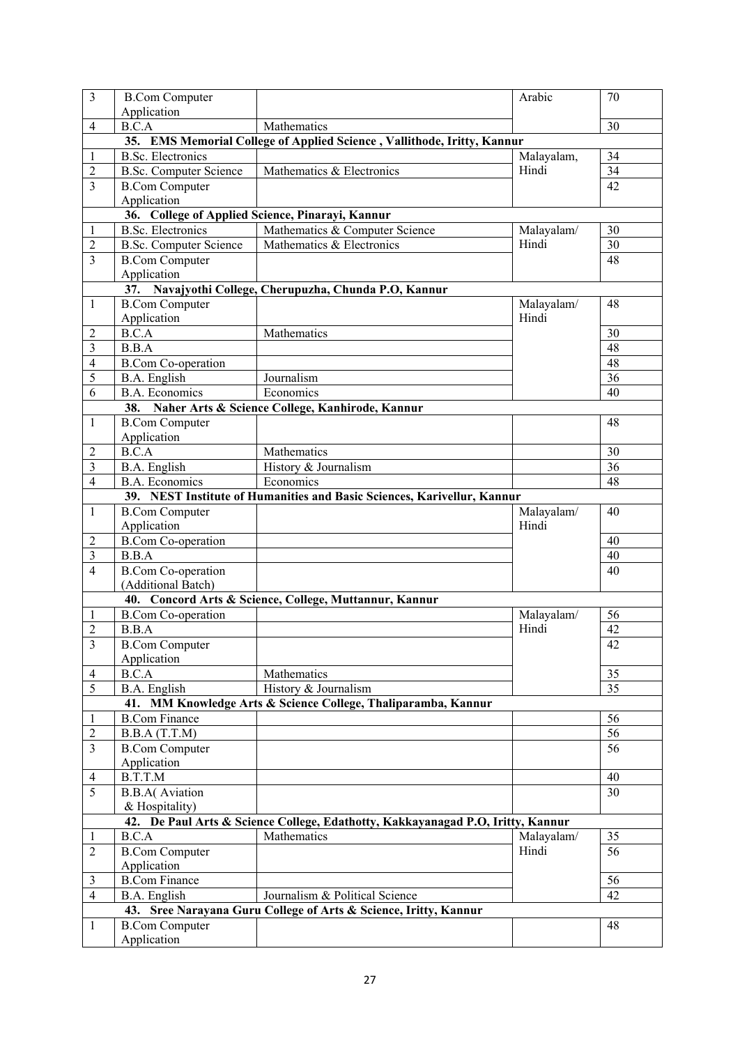| | | | | |
|---|---|---|---|---|
| 3 | B.Com Computer Application | | Arabic | 70 |
| 4 | B.C.A | Mathematics | | 30 |
| | **35. EMS Memorial College of Applied Science , Vallithode, Iritty, Kannur** | | | |
| 1 | B.Sc. Electronics | | Malayalam, Hindi | 34 |
| 2 | B.Sc. Computer Science | Mathematics & Electronics | | 34 |
| 3 | B.Com Computer Application | | | 42 |
| | **36. College of Applied Science, Pinarayi, Kannur** | | | |
| 1 | B.Sc. Electronics | Mathematics & Computer Science | Malayalam/ Hindi | 30 |
| 2 | B.Sc. Computer Science | Mathematics & Electronics | | 30 |
| 3 | B.Com Computer Application | | | 48 |
| | **37. Navajyothi College, Cherupuzha, Chunda P.O, Kannur** | | | |
| 1 | B.Com Computer Application | | Malayalam/ Hindi | 48 |
| 2 | B.C.A | Mathematics | | 30 |
| 3 | B.B.A | | | 48 |
| 4 | B.Com Co-operation | | | 48 |
| 5 | B.A. English | Journalism | | 36 |
| 6 | B.A. Economics | Economics | | 40 |
| | **38. Naher Arts & Science College, Kanhirode, Kannur** | | | |
| 1 | B.Com Computer Application | | | 48 |
| 2 | B.C.A | Mathematics | | 30 |
| 3 | B.A. English | History & Journalism | | 36 |
| 4 | B.A. Economics | Economics | | 48 |
| | **39. NEST Institute of Humanities and Basic Sciences, Karivellur, Kannur** | | | |
| 1 | B.Com Computer Application | | Malayalam/ Hindi | 40 |
| 2 | B.Com Co-operation | | | 40 |
| 3 | B.B.A | | | 40 |
| 4 | B.Com Co-operation (Additional Batch) | | | 40 |
| | **40. Concord Arts & Science, College, Muttannur, Kannur** | | | |
| 1 | B.Com Co-operation | | Malayalam/ Hindi | 56 |
| 2 | B.B.A | | | 42 |
| 3 | B.Com Computer Application | | | 42 |
| 4 | B.C.A | Mathematics | | 35 |
| 5 | B.A. English | History & Journalism | | 35 |
| | **41. MM Knowledge Arts & Science College, Thaliparamba, Kannur** | | | |
| 1 | B.Com Finance | | | 56 |
| 2 | B.B.A (T.T.M) | | | 56 |
| 3 | B.Com Computer Application | | | 56 |
| 4 | B.T.T.M | | | 40 |
| 5 | B.B.A( Aviation & Hospitality) | | | 30 |
| | **42. De Paul Arts & Science College, Edathotty, Kakkayanagad P.O, Iritty, Kannur** | | | |
| 1 | B.C.A | Mathematics | Malayalam/ Hindi | 35 |
| 2 | B.Com Computer Application | | | 56 |
| 3 | B.Com Finance | | | 56 |
| 4 | B.A. English | Journalism & Political Science | | 42 |
| | **43. Sree Narayana Guru College of Arts & Science, Iritty, Kannur** | | | |
| 1 | B.Com Computer Application | | | 48 |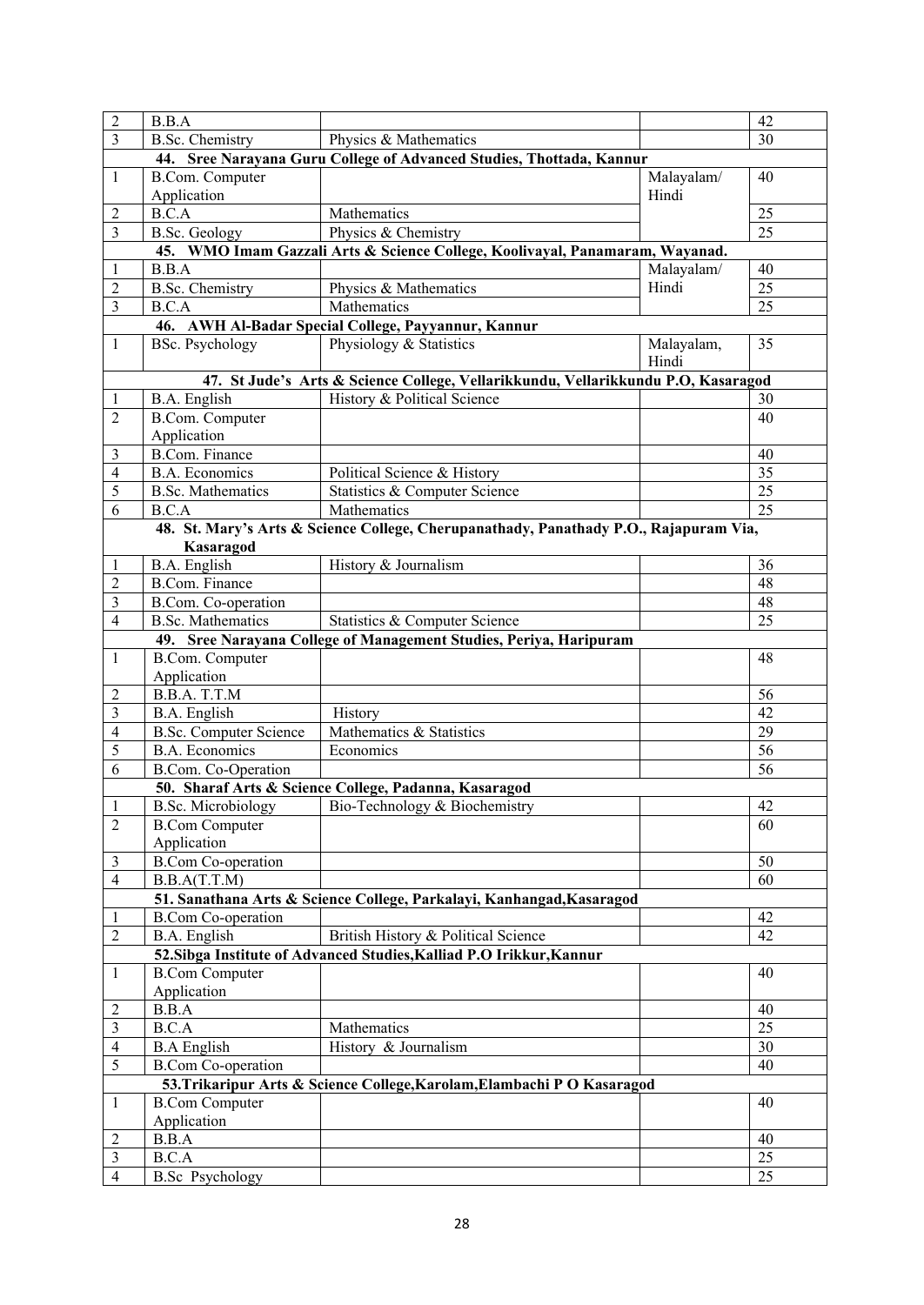| | | | | |
|---|---|---|---|---|
| 2 | B.B.A | | | 42 |
| 3 | B.Sc. Chemistry | Physics & Mathematics | | 30 |
| **44. Sree Narayana Guru College of Advanced Studies, Thottada, Kannur** | | | | |
| 1 | B.Com. Computer Application | | Malayalam/ Hindi | 40 |
| 2 | B.C.A | Mathematics | | 25 |
| 3 | B.Sc. Geology | Physics & Chemistry | | 25 |
| **45. WMO Imam Gazzali Arts & Science College, Koolivayal, Panamaram, Wayanad.** | | | | |
| 1 | B.B.A | | Malayalam/ Hindi | 40 |
| 2 | B.Sc. Chemistry | Physics & Mathematics | | 25 |
| 3 | B.C.A | Mathematics | | 25 |
| **46. AWH Al-Badar Special College, Payyannur, Kannur** | | | | |
| 1 | BSc. Psychology | Physiology & Statistics | Malayalam, Hindi | 35 |
| **47. St Jude's Arts & Science College, Vellarikkundu, Vellarikkundu P.O, Kasaragod** | | | | |
| 1 | B.A. English | History & Political Science | | 30 |
| 2 | B.Com. Computer Application | | | 40 |
| 3 | B.Com. Finance | | | 40 |
| 4 | B.A. Economics | Political Science & History | | 35 |
| 5 | B.Sc. Mathematics | Statistics & Computer Science | | 25 |
| 6 | B.C.A | Mathematics | | 25 |
| **48. St. Mary's Arts & Science College, Cherupanathady, Panathady P.O., Rajapuram Via, Kasaragod** | | | | |
| 1 | B.A. English | History & Journalism | | 36 |
| 2 | B.Com. Finance | | | 48 |
| 3 | B.Com. Co-operation | | | 48 |
| 4 | B.Sc. Mathematics | Statistics & Computer Science | | 25 |
| **49. Sree Narayana College of Management Studies, Periya, Haripuram** | | | | |
| 1 | B.Com. Computer Application | | | 48 |
| 2 | B.B.A. T.T.M | | | 56 |
| 3 | B.A. English | History | | 42 |
| 4 | B.Sc. Computer Science | Mathematics & Statistics | | 29 |
| 5 | B.A. Economics | Economics | | 56 |
| 6 | B.Com. Co-Operation | | | 56 |
| **50. Sharaf Arts & Science College, Padanna, Kasaragod** | | | | |
| 1 | B.Sc. Microbiology | Bio-Technology & Biochemistry | | 42 |
| 2 | B.Com Computer Application | | | 60 |
| 3 | B.Com Co-operation | | | 50 |
| 4 | B.B.A(T.T.M) | | | 60 |
| **51. Sanathana Arts & Science College, Parkalayi, Kanhangad,Kasaragod** | | | | |
| 1 | B.Com Co-operation | | | 42 |
| 2 | B.A. English | British History & Political Science | | 42 |
| **52.Sibga Institute of Advanced Studies,Kalliad P.O Irikkur,Kannur** | | | | |
| 1 | B.Com Computer Application | | | 40 |
| 2 | B.B.A | | | 40 |
| 3 | B.C.A | Mathematics | | 25 |
| 4 | B.A English | History & Journalism | | 30 |
| 5 | B.Com Co-operation | | | 40 |
| **53.Trikaripur Arts & Science College,Karolam,Elambachi P O Kasaragod** | | | | |
| 1 | B.Com Computer Application | | | 40 |
| 2 | B.B.A | | | 40 |
| 3 | B.C.A | | | 25 |
| 4 | B.Sc Psychology | | | 25 |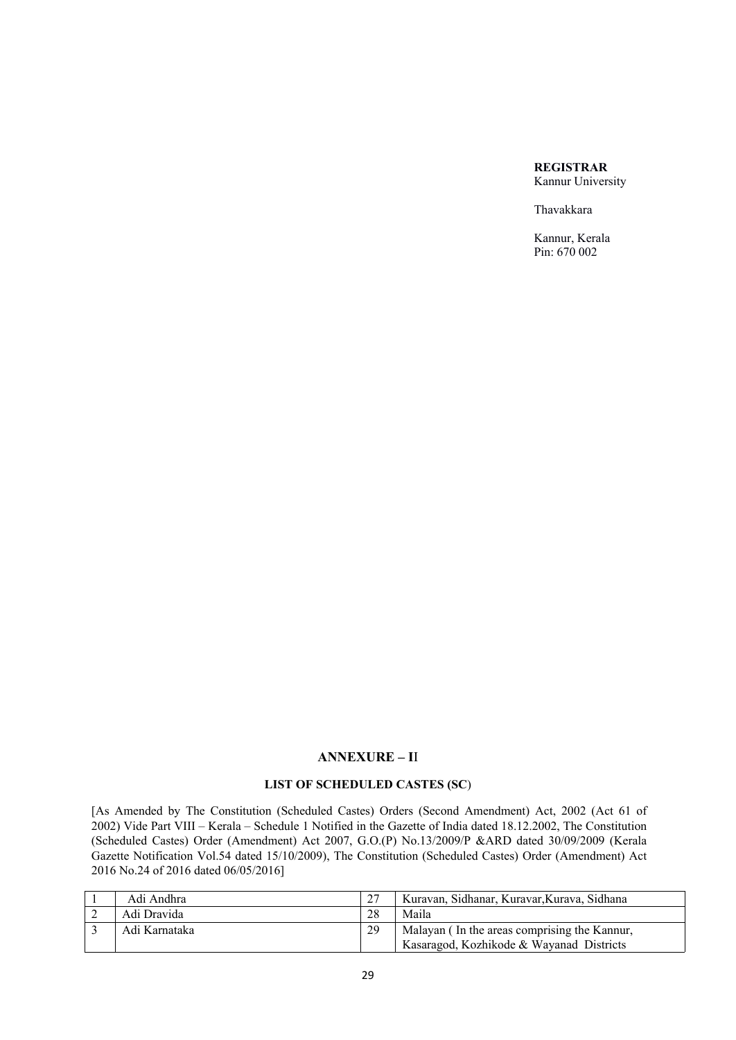**REGISTRAR**
Kannur University

Thavakkara

Kannur, Kerala
Pin: 670 002

## ANNEXURE – II

### LIST OF SCHEDULED CASTES (SC)

[As Amended by The Constitution (Scheduled Castes) Orders (Second Amendment) Act, 2002 (Act 61 of 2002) Vide Part VIII – Kerala – Schedule 1 Notified in the Gazette of India dated 18.12.2002, The Constitution (Scheduled Castes) Order (Amendment) Act 2007, G.O.(P) No.13/2009/P &ARD dated 30/09/2009 (Kerala Gazette Notification Vol.54 dated 15/10/2009), The Constitution (Scheduled Castes) Order (Amendment) Act 2016 No.24 of 2016 dated 06/05/2016]

| | | | |
|---|---|---|---|
| 1 | Adi Andhra | 27 | Kuravan, Sidhanar, Kuravar,Kurava, Sidhana |
| 2 | Adi Dravida | 28 | Maila |
| 3 | Adi Karnataka | 29 | Malayan ( In the areas comprising the Kannur, Kasaragod, Kozhikode & Wayanad Districts |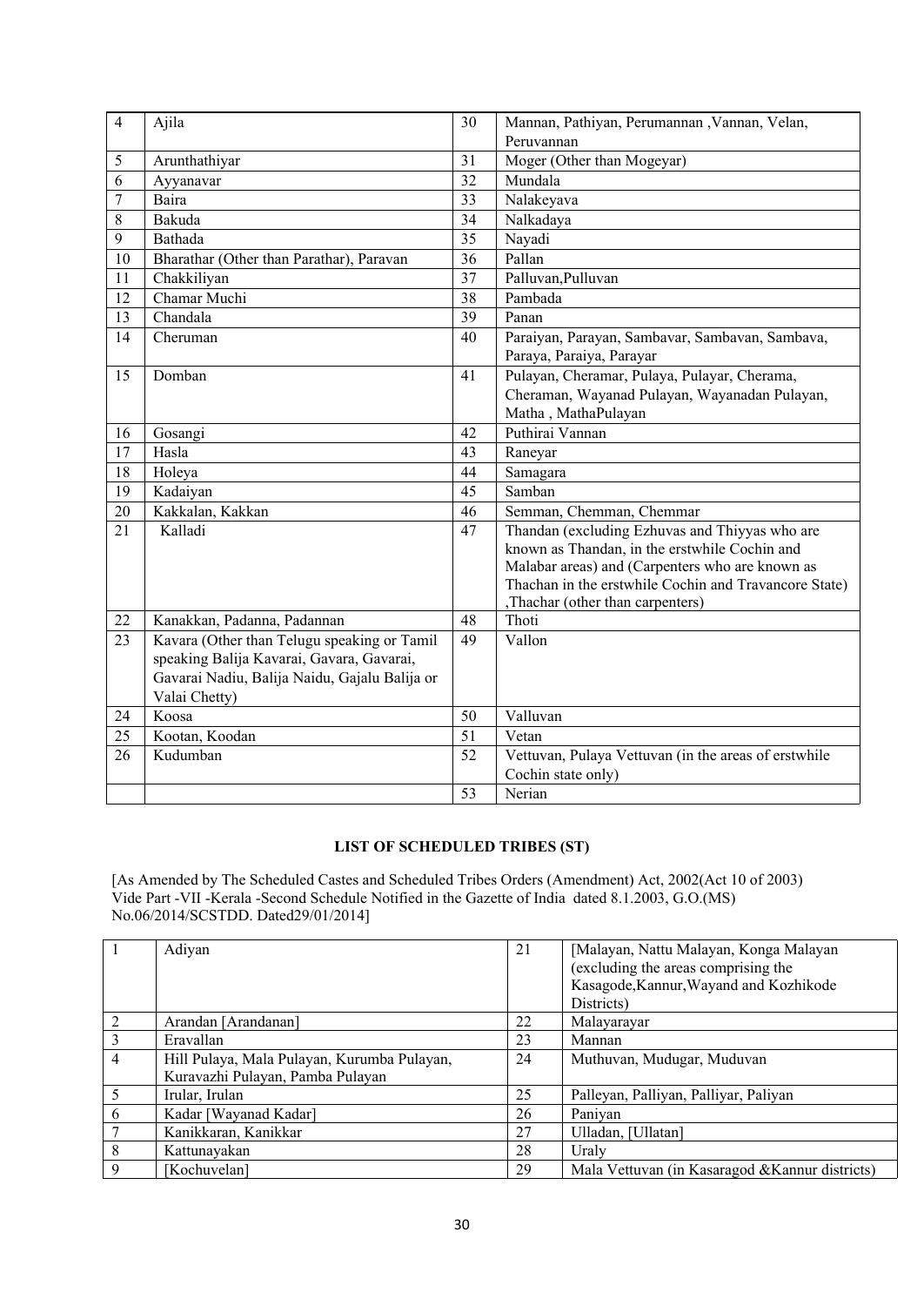| 4 | Ajila | 30 | Mannan, Pathiyan, Perumannan ,Vannan, Velan, Peruvannan |
|---|---|---|---|
| 5 | Arunthathiyar | 31 | Moger (Other than Mogeyar) |
| 6 | Ayyanavar | 32 | Mundala |
| 7 | Baira | 33 | Nalakeyava |
| 8 | Bakuda | 34 | Nalkadaya |
| 9 | Bathada | 35 | Nayadi |
| 10 | Bharathar (Other than Parathar), Paravan | 36 | Pallan |
| 11 | Chakkiliyan | 37 | Palluvan,Pulluvan |
| 12 | Chamar Muchi | 38 | Pambada |
| 13 | Chandala | 39 | Panan |
| 14 | Cheruman | 40 | Paraiyan, Parayan, Sambavar, Sambavan, Sambava, Paraya, Paraiya, Parayar |
| 15 | Domban | 41 | Pulayan, Cheramar, Pulaya, Pulayar, Cherama, Cheraman, Wayanad Pulayan, Wayanadan Pulayan, Matha , MathaPulayan |
| 16 | Gosangi | 42 | Puthirai Vannan |
| 17 | Hasla | 43 | Raneyar |
| 18 | Holeya | 44 | Samagara |
| 19 | Kadaiyan | 45 | Samban |
| 20 | Kakkalan, Kakkan | 46 | Semman, Chemman, Chemmar |
| 21 | Kalladi | 47 | Thandan (excluding Ezhuvas and Thiyyas who are known as Thandan, in the erstwhile Cochin and Malabar areas) and (Carpenters who are known as Thachan in the erstwhile Cochin and Travancore State) ,Thachar (other than carpenters) |
| 22 | Kanakkan, Padanna, Padannan | 48 | Thoti |
| 23 | Kavara (Other than Telugu speaking or Tamil speaking Balija Kavarai, Gavara, Gavarai, Gavarai Nadiu, Balija Naidu, Gajalu Balija or Valai Chetty) | 49 | Vallon |
| 24 | Koosa | 50 | Valluvan |
| 25 | Kootan, Koodan | 51 | Vetan |
| 26 | Kudumban | 52 | Vettuvan, Pulaya Vettuvan (in the areas of erstwhile Cochin state only) |
| | | 53 | Nerian |

## LIST OF SCHEDULED TRIBES (ST)

[As Amended by The Scheduled Castes and Scheduled Tribes Orders (Amendment) Act, 2002(Act 10 of 2003) Vide Part -VII -Kerala -Second Schedule Notified in the Gazette of India dated 8.1.2003, G.O.(MS) No.06/2014/SCSTDD. Dated29/01/2014]

| 1 | Adiyan | 21 | [Malayan, Nattu Malayan, Konga Malayan (excluding the areas comprising the Kasagode,Kannur,Wayand and Kozhikode Districts) |
|---|---|---|---|
| 2 | Arandan [Arandanan] | 22 | Malayarayar |
| 3 | Eravallan | 23 | Mannan |
| 4 | Hill Pulaya, Mala Pulayan, Kurumba Pulayan, Kuravazhi Pulayan, Pamba Pulayan | 24 | Muthuvan, Mudugar, Muduvan |
| 5 | Irular, Irulan | 25 | Palleyan, Palliyan, Palliyar, Paliyan |
| 6 | Kadar [Wayanad Kadar] | 26 | Paniyan |
| 7 | Kanikkaran, Kanikkar | 27 | Ulladan, [Ullatan] |
| 8 | Kattunayakan | 28 | Uraly |
| 9 | [Kochuvelan] | 29 | Mala Vettuvan (in Kasaragod &Kannur districts) |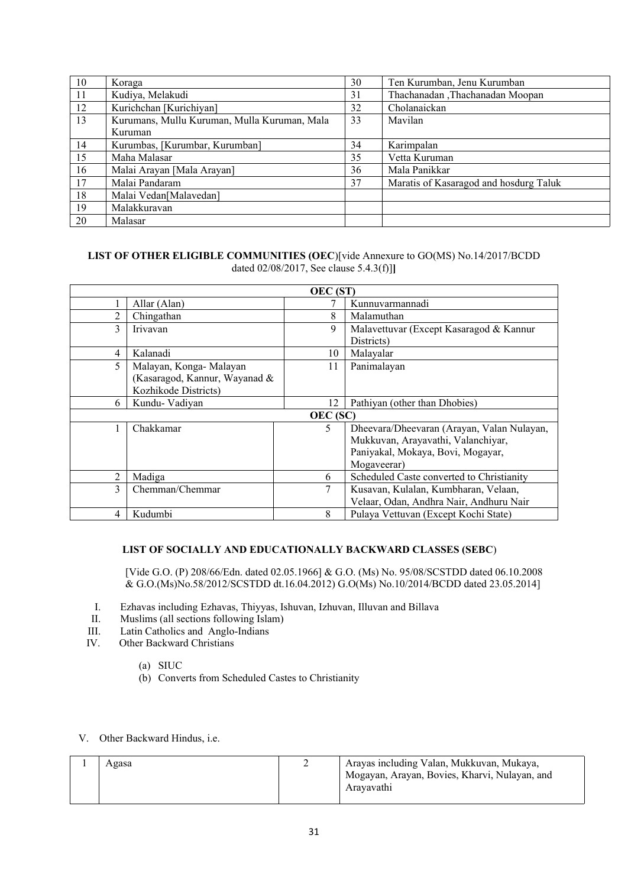| 10 | Koraga | 30 | Ten Kurumban, Jenu Kurumban |
|---|---|---|---|
| 11 | Kudiya, Melakudi | 31 | Thachanadan ,Thachanadan Moopan |
| 12 | Kurichchan [Kurichiyan] | 32 | Cholanaickan |
| 13 | Kurumans, Mullu Kuruman, Mulla Kuruman, Mala Kuruman | 33 | Mavilan |
| 14 | Kurumbas, [Kurumbar, Kurumban] | 34 | Karimpalan |
| 15 | Maha Malasar | 35 | Vetta Kuruman |
| 16 | Malai Arayan [Mala Arayan] | 36 | Mala Panikkar |
| 17 | Malai Pandaram | 37 | Maratis of Kasaragod and hosdurg Taluk |
| 18 | Malai Vedan[Malavedan] | | |
| 19 | Malakkuravan | | |
| 20 | Malasar | | |

**LIST OF OTHER ELIGIBLE COMMUNITIES (OEC**)[vide Annexure to GO(MS) No.14/2017/BCDD dated 02/08/2017, See clause 5.4.3(f)]**]**

| **OEC (ST)** | | | |
|---|---|---|---|
| 1 | Allar (Alan) | 7 | Kunnuvarmannadi |
| 2 | Chingathan | 8 | Malamuthan |
| 3 | Irivavan | 9 | Malavettuvar (Except Kasaragod & Kannur Districts) |
| 4 | Kalanadi | 10 | Malayalar |
| 5 | Malayan, Konga- Malayan (Kasaragod, Kannur, Wayanad & Kozhikode Districts) | 11 | Panimalayan |
| 6 | Kundu- Vadiyan | 12 | Pathiyan (other than Dhobies) |
| **OEC (SC)** | | | |
| 1 | Chakkamar | 5 | Dheevara/Dheevaran (Arayan, Valan Nulayan, Mukkuvan, Arayavathi, Valanchiyar, Paniyakal, Mokaya, Bovi, Mogayar, Mogaveerar) |
| 2 | Madiga | 6 | Scheduled Caste converted to Christianity |
| 3 | Chemman/Chemmar | 7 | Kusavan, Kulalan, Kumbharan, Velaan, Velaar, Odan, Andhra Nair, Andhuru Nair |
| 4 | Kudumbi | 8 | Pulaya Vettuvan (Except Kochi State) |

**LIST OF SOCIALLY AND EDUCATIONALLY BACKWARD CLASSES (SEBC**)

[Vide G.O. (P) 208/66/Edn. dated 02.05.1966] & G.O. (Ms) No. 95/08/SCSTDD dated 06.10.2008 & G.O.(Ms)No.58/2012/SCSTDD dt.16.04.2012) G.O(Ms) No.10/2014/BCDD dated 23.05.2014]

I. Ezhavas including Ezhavas, Thiyyas, Ishuvan, Izhuvan, Illuvan and Billava
II. Muslims (all sections following Islam)
III. Latin Catholics and Anglo-Indians
IV. Other Backward Christians
   (a) SIUC
   (b) Converts from Scheduled Castes to Christianity

V. Other Backward Hindus, i.e.

| 1 | Agasa | 2 | Arayas including Valan, Mukkuvan, Mukaya, Mogayan, Arayan, Bovies, Kharvi, Nulayan, and Arayavathi |
|---|---|---|---|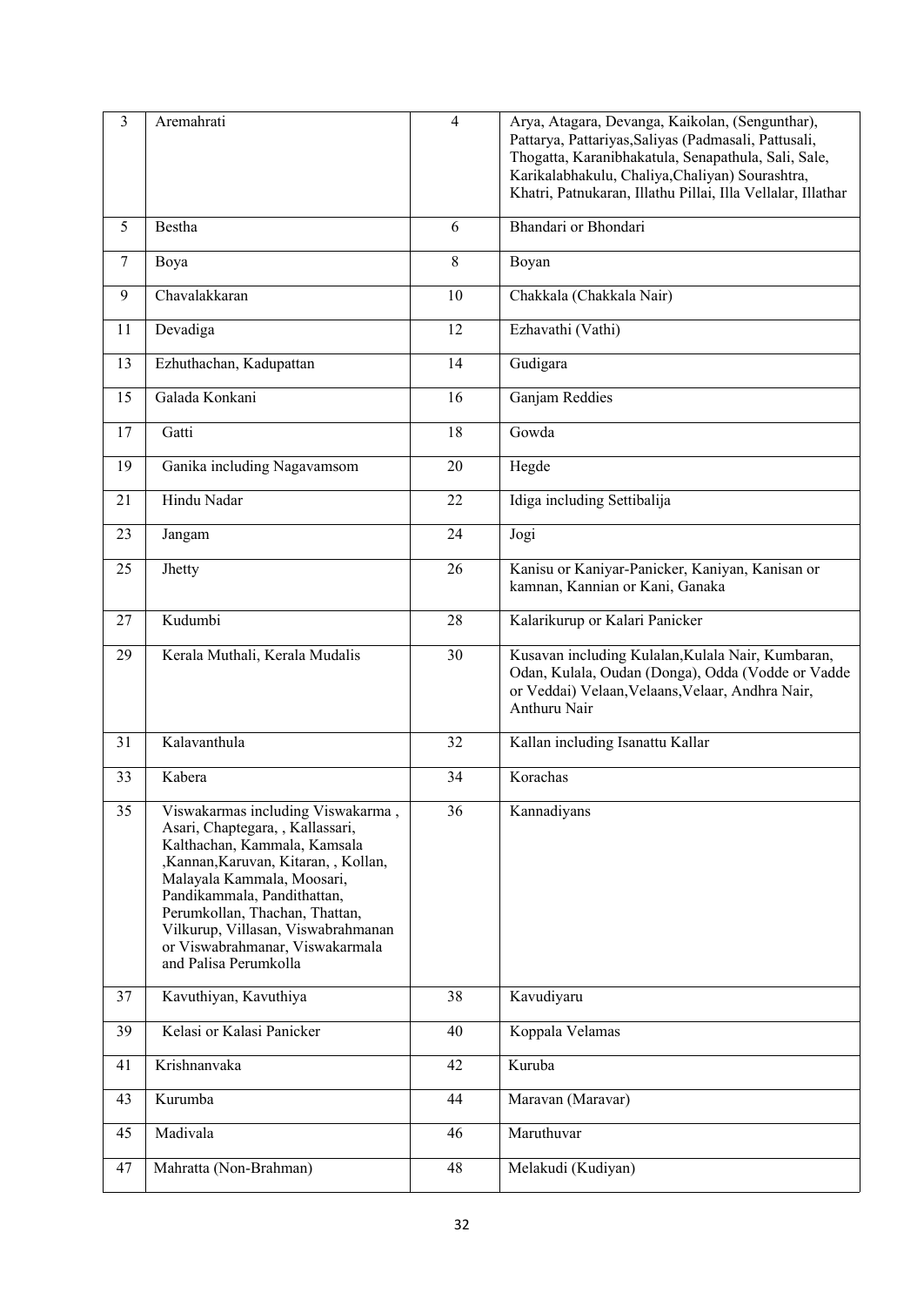| 3 | Aremahrati | 4 | Arya, Atagara, Devanga, Kaikolan, (Sengunthar), Pattarya, Pattariyas,Saliyas (Padmasali, Pattusali, Thogatta, Karanibhakatula, Senapathula, Sali, Sale, Karikalabhakulu, Chaliya,Chaliyan) Sourashtra, Khatri, Patnukaran, Illathu Pillai, Illa Vellalar, Illathar |
|---|---|---|---|
| 5 | Bestha | 6 | Bhandari or Bhondari |
| 7 | Boya | 8 | Boyan |
| 9 | Chavalakkaran | 10 | Chakkala (Chakkala Nair) |
| 11 | Devadiga | 12 | Ezhavathi (Vathi) |
| 13 | Ezhuthachan, Kadupattan | 14 | Gudigara |
| 15 | Galada Konkani | 16 | Ganjam Reddies |
| 17 | Gatti | 18 | Gowda |
| 19 | Ganika including Nagavamsom | 20 | Hegde |
| 21 | Hindu Nadar | 22 | Idiga including Settibalija |
| 23 | Jangam | 24 | Jogi |
| 25 | Jhetty | 26 | Kanisu or Kaniyar-Panicker, Kaniyan, Kanisan or kamnan, Kannian or Kani, Ganaka |
| 27 | Kudumbi | 28 | Kalarikurup or Kalari Panicker |
| 29 | Kerala Muthali, Kerala Mudalis | 30 | Kusavan including Kulalan,Kulala Nair, Kumbaran, Odan, Kulala, Oudan (Donga), Odda (Vodde or Vadde or Veddai) Velaan,Velaans,Velaar, Andhra Nair, Anthuru Nair |
| 31 | Kalavanthula | 32 | Kallan including Isanattu Kallar |
| 33 | Kabera | 34 | Korachas |
| 35 | Viswakarmas including Viswakarma , Asari, Chaptegara, , Kallassari, Kalthachan, Kammala, Kamsala ,Kannan,Karuvan, Kitaran, , Kollan, Malayala Kammala, Moosari, Pandikammala, Pandithattan, Perumkollan, Thachan, Thattan, Vilkurup, Villasan, Viswabrahmanan or Viswabrahmanar, Viswakarmala and Palisa Perumkolla | 36 | Kannadiyans |
| 37 | Kavuthiyan, Kavuthiya | 38 | Kavudiyaru |
| 39 | Kelasi or Kalasi Panicker | 40 | Koppala Velamas |
| 41 | Krishnanvaka | 42 | Kuruba |
| 43 | Kurumba | 44 | Maravan (Maravar) |
| 45 | Madivala | 46 | Maruthuvar |
| 47 | Mahratta (Non-Brahman) | 48 | Melakudi (Kudiyan) |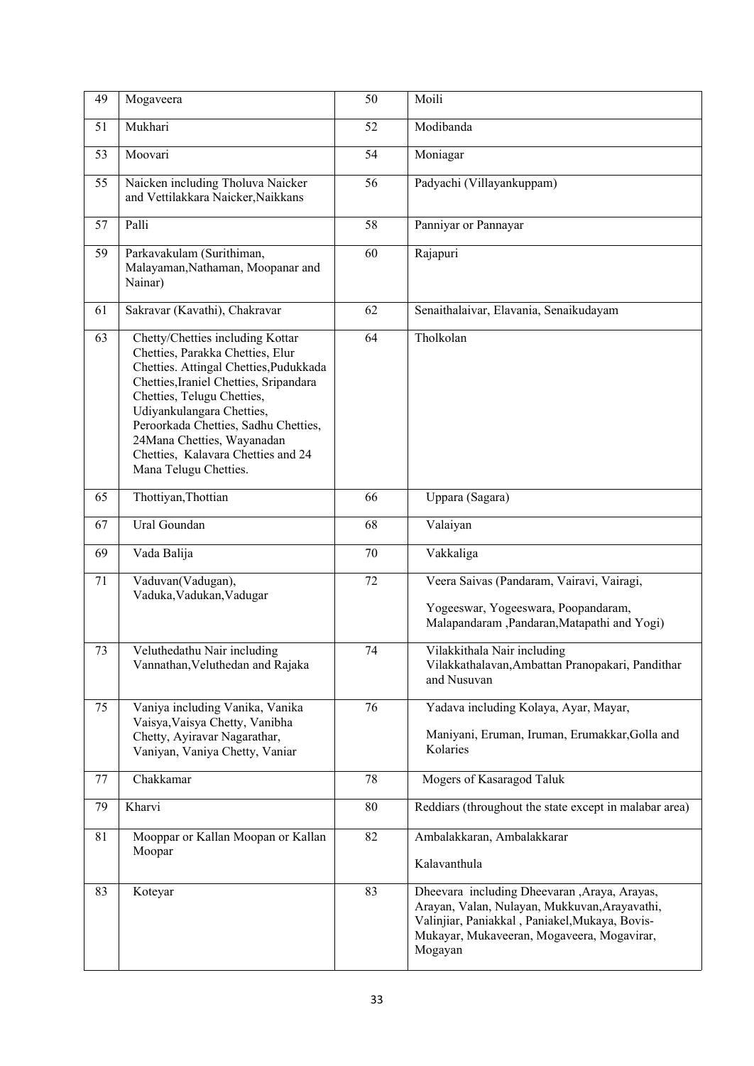| 49 | Mogaveera | 50 | Moili |
|---|---|---|---|
| 51 | Mukhari | 52 | Modibanda |
| 53 | Moovari | 54 | Moniagar |
| 55 | Naicken including Tholuva Naicker and Vettilakkara Naicker,Naikkans | 56 | Padyachi (Villayankuppam) |
| 57 | Palli | 58 | Panniyar or Pannayar |
| 59 | Parkavakulam (Surithiman, Malayaman,Nathaman, Moopanar and Nainar) | 60 | Rajapuri |
| 61 | Sakravar (Kavathi), Chakravar | 62 | Senaithalaivar, Elavania, Senaikudayam |
| 63 | Chetty/Chetties including Kottar Chetties, Parakka Chetties, Elur Chetties. Attingal Chetties,Pudukkada Chetties,Iraniel Chetties, Sripandara Chetties, Telugu Chetties, Udiyankulangara Chetties, Peroorkada Chetties, Sadhu Chetties, 24Mana Chetties, Wayanadan Chetties, Kalavara Chetties and 24 Mana Telugu Chetties. | 64 | Tholkolan |
| 65 | Thottiyan,Thottian | 66 | Uppara (Sagara) |
| 67 | Ural Goundan | 68 | Valaiyan |
| 69 | Vada Balija | 70 | Vakkaliga |
| 71 | Vaduvan(Vadugan), Vaduka,Vadukan,Vadugar | 72 | Veera Saivas (Pandaram, Vairavi, Vairagi, Yogeeswar, Yogeeswara, Poopandaram, Malapandaram ,Pandaran,Matapathi and Yogi) |
| 73 | Veluthedathu Nair including Vannathan,Veluthedan and Rajaka | 74 | Vilakkithala Nair including Vilakkathalavan,Ambattan Pranopakari, Pandithar and Nusuvan |
| 75 | Vaniya including Vanika, Vanika Vaisya,Vaisya Chetty, Vanibha Chetty, Ayiravar Nagarathar, Vaniyan, Vaniya Chetty, Vaniar | 76 | Yadava including Kolaya, Ayar, Mayar, Maniyani, Eruman, Iruman, Erumakkar,Golla and Kolaries |
| 77 | Chakkamar | 78 | Mogers of Kasaragod Taluk |
| 79 | Kharvi | 80 | Reddiars (throughout the state except in malabar area) |
| 81 | Mooppar or Kallan Moopan or Kallan Moopar | 82 | Ambalakkaran, Ambalakkarar Kalavanthula |
| 83 | Koteyar | 83 | Dheevara including Dheevaran ,Araya, Arayas, Arayan, Valan, Nulayan, Mukkuvan,Arayavathi, Valinjiar, Paniakkal , Paniakel,Mukaya, Bovis-Mukayar, Mukaveeran, Mogaveera, Mogavirar, Mogayan |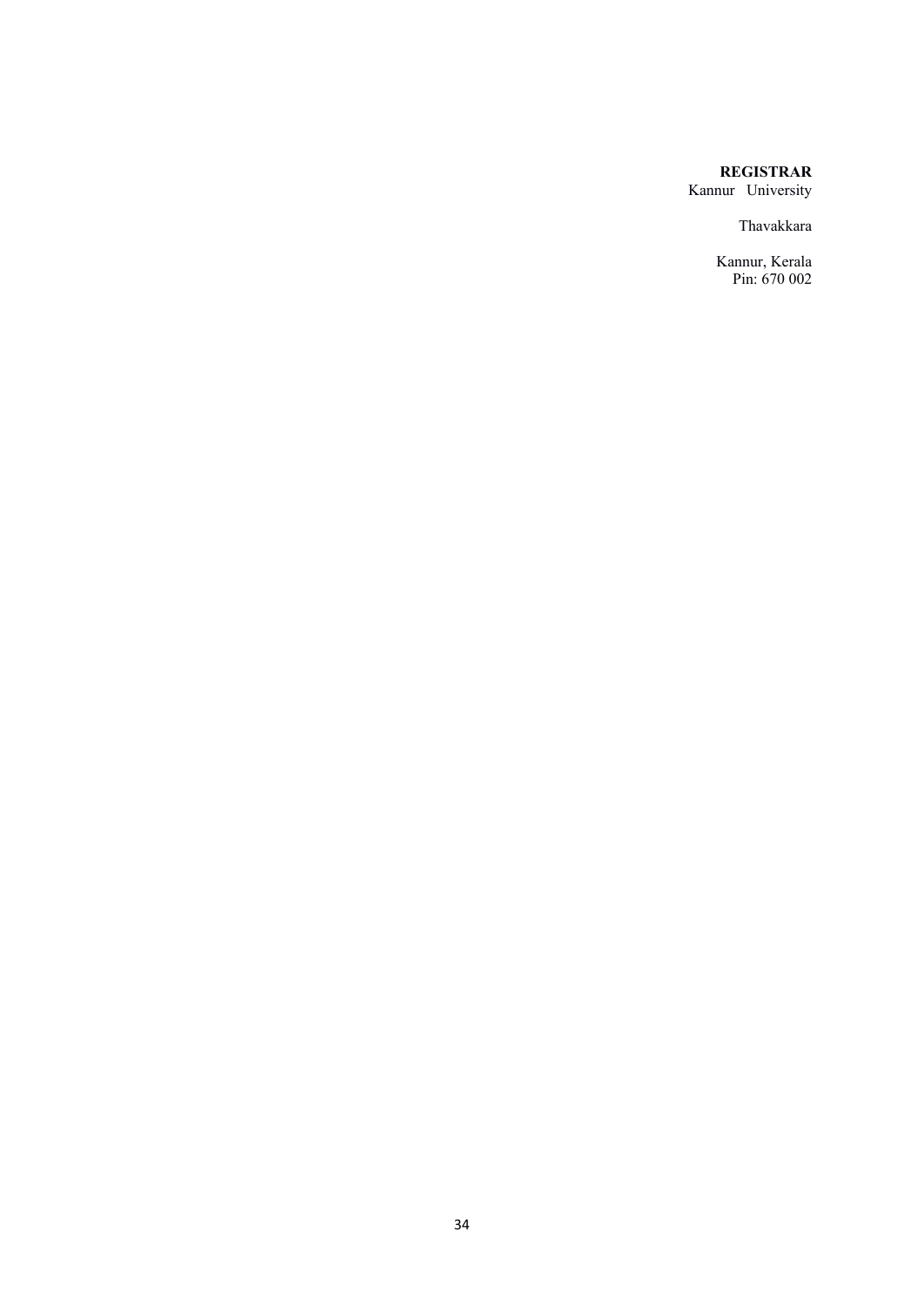**REGISTRAR**
Kannur University

Thavakkara

Kannur, Kerala
Pin: 670 002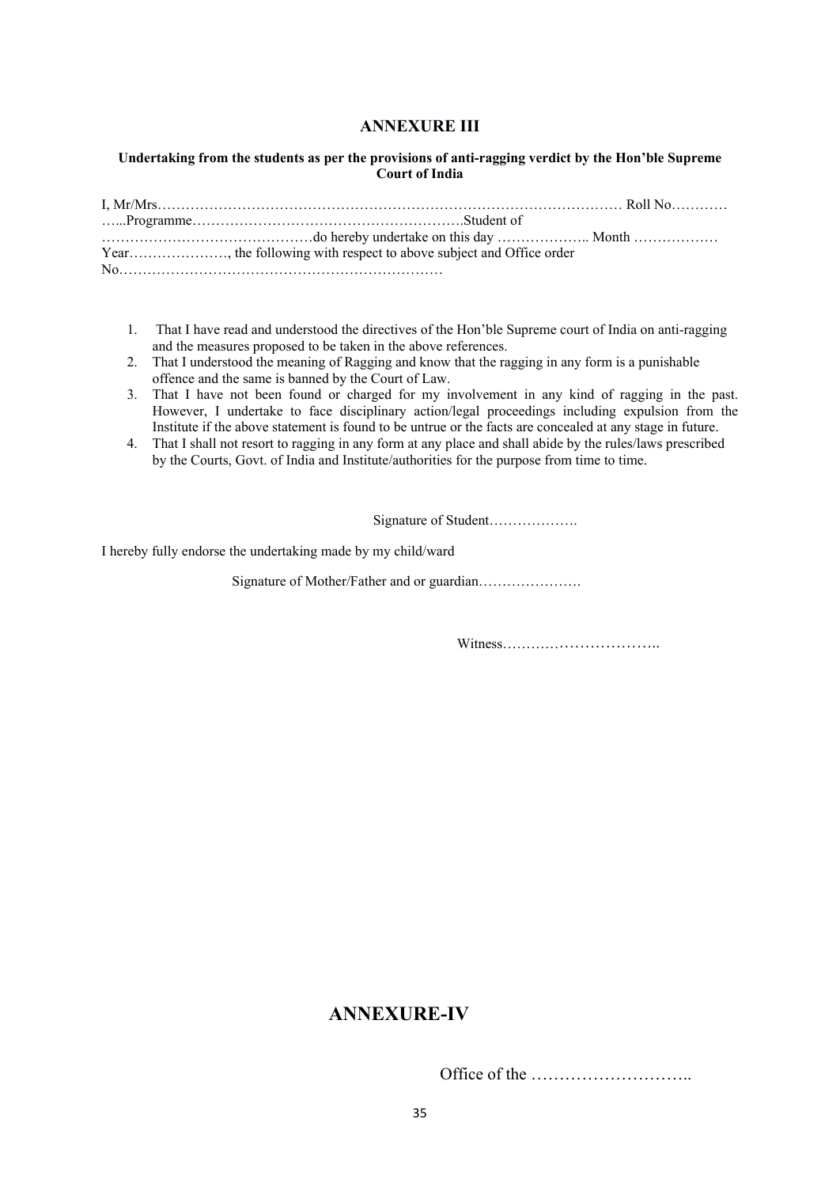## ANNEXURE III

**Undertaking from the students as per the provisions of anti-ragging verdict by the Hon'ble Supreme Court of India**

I, Mr/Mrs………………………………………………………………………………………… Roll No…………
…...Programme………………………………………………….Student of
………………………………………do hereby undertake on this day ……………….. Month ………………
Year…………………, the following with respect to above subject and Office order
No……………………………………………………………

1. That I have read and understood the directives of the Hon'ble Supreme court of India on anti-ragging and the measures proposed to be taken in the above references.
2. That I understood the meaning of Ragging and know that the ragging in any form is a punishable offence and the same is banned by the Court of Law.
3. That I have not been found or charged for my involvement in any kind of ragging in the past. However, I undertake to face disciplinary action/legal proceedings including expulsion from the Institute if the above statement is found to be untrue or the facts are concealed at any stage in future.
4. That I shall not resort to ragging in any form at any place and shall abide by the rules/laws prescribed by the Courts, Govt. of India and Institute/authorities for the purpose from time to time.

Signature of Student……………….

I hereby fully endorse the undertaking made by my child/ward

Signature of Mother/Father and or guardian………………….

Witness…………………………..

## ANNEXURE-IV

Office of the ………………………..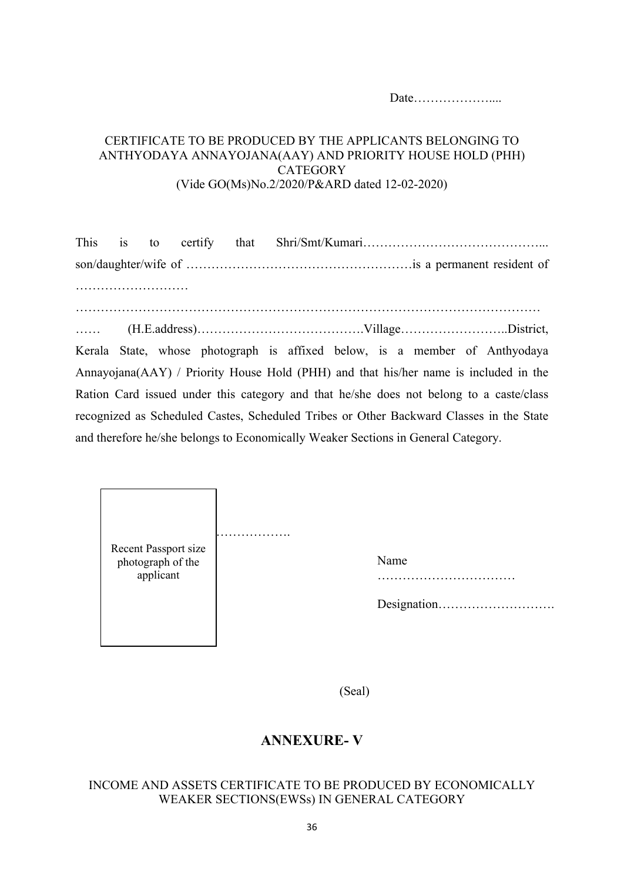Date……………….....

CERTIFICATE TO BE PRODUCED BY THE APPLICANTS BELONGING TO ANTHYODAYA ANNAYOJANA(AAY) AND PRIORITY HOUSE HOLD (PHH) CATEGORY
(Vide GO(Ms)No.2/2020/P&ARD dated 12-02-2020)

This is to certify that Shri/Smt/Kumari……………………………………... son/daughter/wife of ………………………………………………is a permanent resident of ………………………… …………………………………………………………………………………………………… …… (H.E.address)………………………………….Village……………………..District, Kerala State, whose photograph is affixed below, is a member of Anthyodaya Annayojana(AAY) / Priority House Hold (PHH) and that his/her name is included in the Ration Card issued under this category and that he/she does not belong to a caste/class recognized as Scheduled Castes, Scheduled Tribes or Other Backward Classes in the State and therefore he/she belongs to Economically Weaker Sections in General Category.

| Recent Passport size photograph of the applicant |
|---|

…………….

Name ……………………………

Designation……………………….

(Seal)

## ANNEXURE- V

INCOME AND ASSETS CERTIFICATE TO BE PRODUCED BY ECONOMICALLY WEAKER SECTIONS(EWSs) IN GENERAL CATEGORY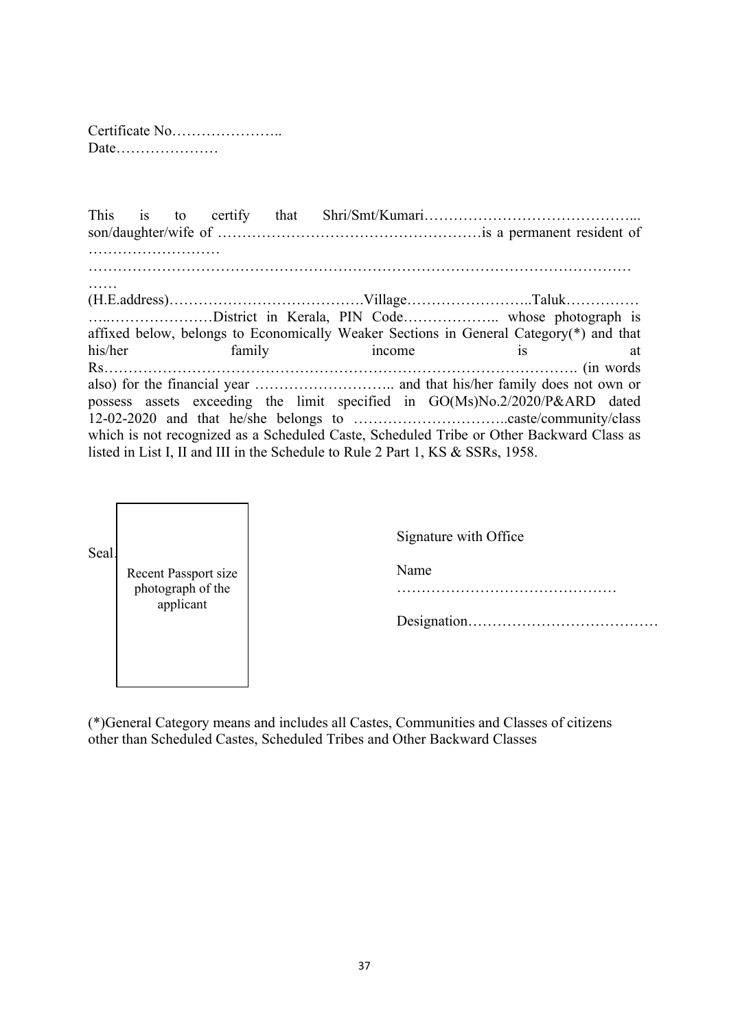Certificate No…………………..
Date…………………

This is to certify that Shri/Smt/Kumari……………………………………... son/daughter/wife of ………………………………………………is a permanent resident of ………………………
………………………………………………………………………………………………………
……
(H.E.address)………………………………….Village……………………..Taluk……………
…..…………………District in Kerala, PIN Code……………….. whose photograph is affixed below, belongs to Economically Weaker Sections in General Category(*) and that his/her family income is at Rs………………………………………………………………………………. (in words also) for the financial year ……………………….. and that his/her family does not own or possess assets exceeding the limit specified in GO(Ms)No.2/2020/P&ARD dated 12-02-2020 and that he/she belongs to …………………………..caste/community/class which is not recognized as a Scheduled Caste, Scheduled Tribe or Other Backward Class as listed in List I, II and III in the Schedule to Rule 2 Part 1, KS & SSRs, 1958.

Seal.

Recent Passport size photograph of the applicant

Signature with Office

Name ………………………………………

Designation…………………………………

(*)General Category means and includes all Castes, Communities and Classes of citizens other than Scheduled Castes, Scheduled Tribes and Other Backward Classes